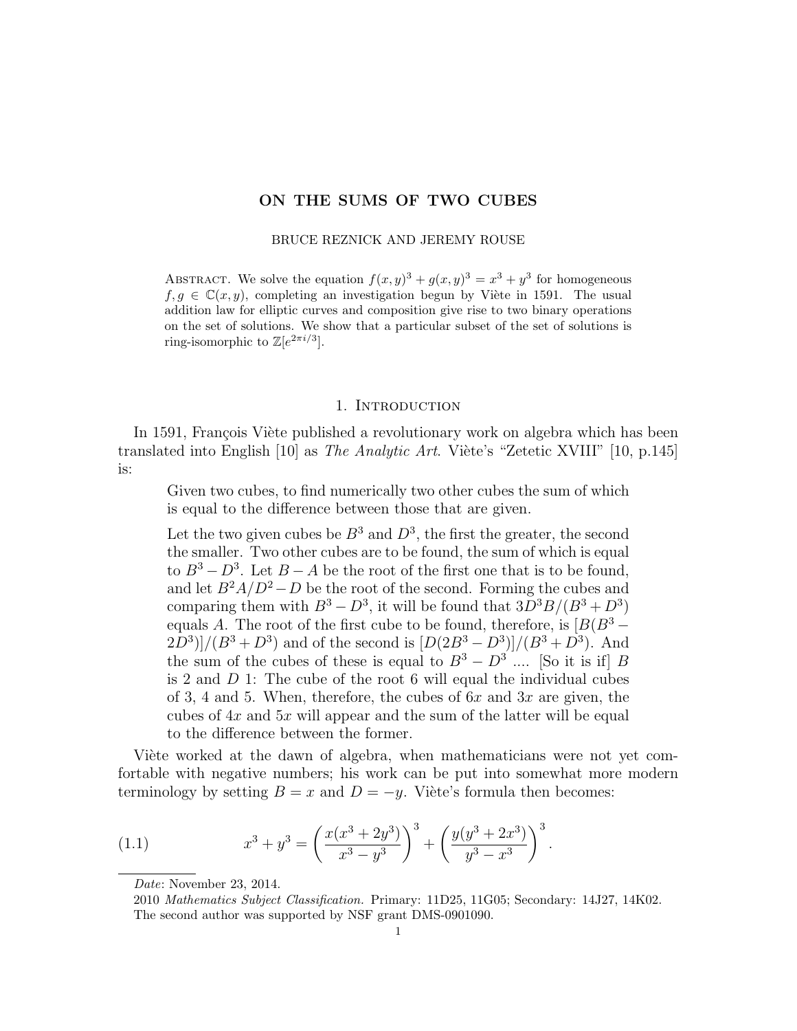# ON THE SUMS OF TWO CUBES

BRUCE REZNICK AND JEREMY ROUSE

Abstract. We solve the equation $f(x,y)^3 + g(x,y)^3 = x^3 + y^3$ for homogeneous $f, g \in \mathbb{C}(x,y)$, completing an investigation begun by Viète in 1591. The usual addition law for elliptic curves and composition give rise to two binary operations on the set of solutions. We show that a particular subset of the set of solutions is ring-isomorphic to $\mathbb{Z}[e^{2\pi i/3}]$.

## 1. Introduction

In 1591, François Viète published a revolutionary work on algebra which has been translated into English [10] as *The Analytic Art*. Viète's "Zetetic XVIII" [10, p.145] is:

> Given two cubes, to find numerically two other cubes the sum of which is equal to the difference between those that are given.
>
> Let the two given cubes be $B^3$ and $D^3$, the first the greater, the second the smaller. Two other cubes are to be found, the sum of which is equal to $B^3 - D^3$. Let $B - A$ be the root of the first one that is to be found, and let $B^2A/D^2 - D$ be the root of the second. Forming the cubes and comparing them with $B^3 - D^3$, it will be found that $3D^3B/(B^3 + D^3)$ equals $A$. The root of the first cube to be found, therefore, is $[B(B^3 - 2D^3)]/(B^3 + D^3)$ and of the second is $[D(2B^3 - D^3)]/(B^3 + D^3)$. And the sum of the cubes of these is equal to $B^3 - D^3$ .... [So it is if] $B$ is 2 and $D$ 1: The cube of the root 6 will equal the individual cubes of 3, 4 and 5. When, therefore, the cubes of $6x$ and $3x$ are given, the cubes of $4x$ and $5x$ will appear and the sum of the latter will be equal to the difference between the former.

Viète worked at the dawn of algebra, when mathematicians were not yet comfortable with negative numbers; his work can be put into somewhat more modern terminology by setting $B = x$ and $D = -y$. Viète's formula then becomes:

$$x^3 + y^3 = \left(\frac{x(x^3 + 2y^3)}{x^3 - y^3}\right)^3 + \left(\frac{y(y^3 + 2x^3)}{y^3 - x^3}\right)^3. \tag{1.1}$$

---

*Date*: November 23, 2014.

2010 *Mathematics Subject Classification.* Primary: 11D25, 11G05; Secondary: 14J27, 14K02.

The second author was supported by NSF grant DMS-0901090.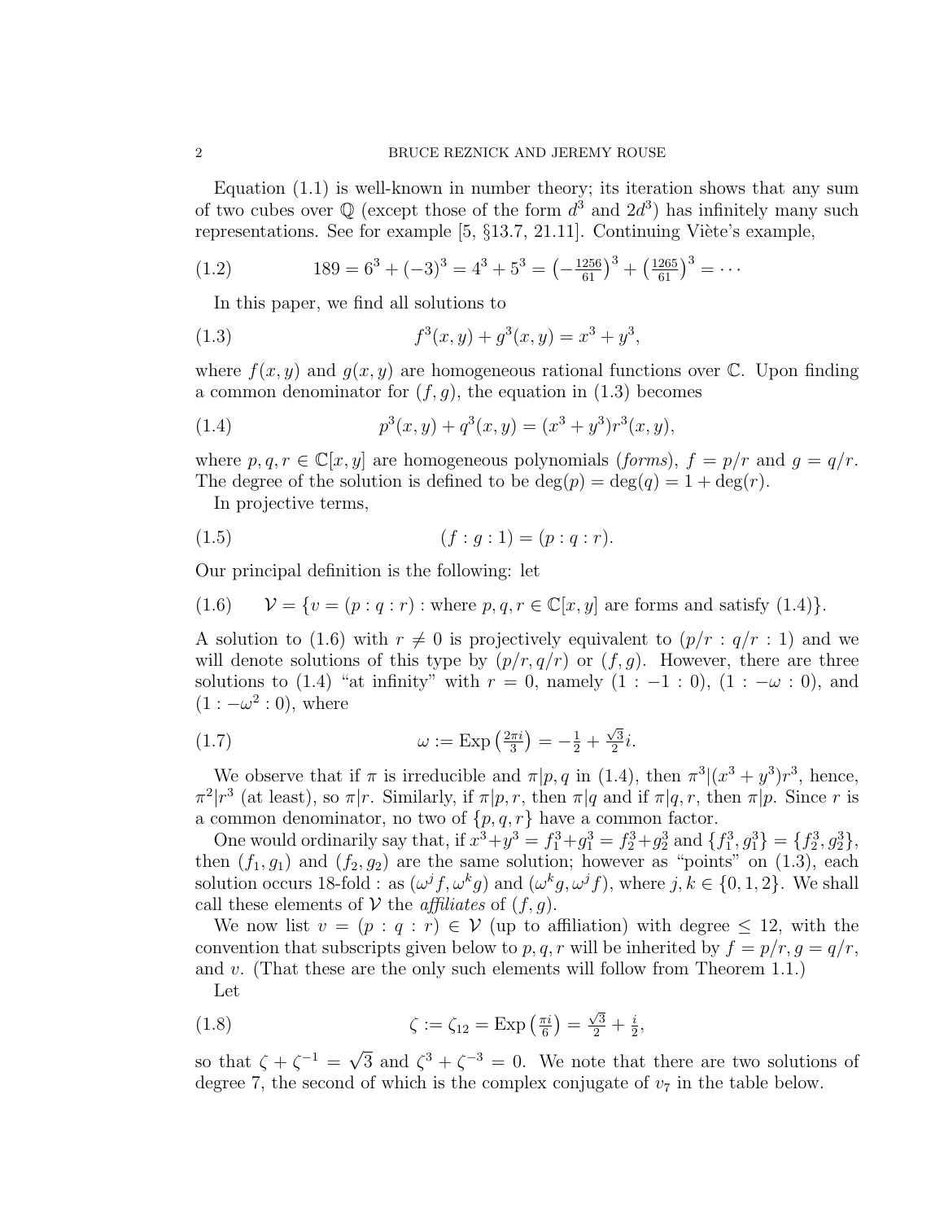Equation (1.1) is well-known in number theory; its iteration shows that any sum of two cubes over $\mathbb{Q}$ (except those of the form $d^3$ and $2d^3$) has infinitely many such representations. See for example [5, §13.7, 21.11]. Continuing Viète's example,

$$189 = 6^3 + (-3)^3 = 4^3 + 5^3 = \left(-\tfrac{1256}{61}\right)^3 + \left(\tfrac{1265}{61}\right)^3 = \cdots \tag{1.2}$$

In this paper, we find all solutions to

$$f^3(x,y) + g^3(x,y) = x^3 + y^3, \tag{1.3}$$

where $f(x,y)$ and $g(x,y)$ are homogeneous rational functions over $\mathbb{C}$. Upon finding a common denominator for $(f,g)$, the equation in (1.3) becomes

$$p^3(x,y) + q^3(x,y) = (x^3 + y^3)r^3(x,y), \tag{1.4}$$

where $p, q, r \in \mathbb{C}[x,y]$ are homogeneous polynomials (*forms*), $f = p/r$ and $g = q/r$. The degree of the solution is defined to be $\deg(p) = \deg(q) = 1 + \deg(r)$.

In projective terms,

$$(f : g : 1) = (p : q : r). \tag{1.5}$$

Our principal definition is the following: let

$$\mathcal{V} = \{v = (p : q : r) : \text{where } p, q, r \in \mathbb{C}[x,y] \text{ are forms and satisfy (1.4)}\}. \tag{1.6}$$

A solution to (1.6) with $r \neq 0$ is projectively equivalent to $(p/r : q/r : 1)$ and we will denote solutions of this type by $(p/r, q/r)$ or $(f,g)$. However, there are three solutions to (1.4) "at infinity" with $r = 0$, namely $(1 : -1 : 0)$, $(1 : -\omega : 0)$, and $(1 : -\omega^2 : 0)$, where

$$\omega := \operatorname{Exp}\left(\tfrac{2\pi i}{3}\right) = -\tfrac{1}{2} + \tfrac{\sqrt{3}}{2}i. \tag{1.7}$$

We observe that if $\pi$ is irreducible and $\pi | p, q$ in (1.4), then $\pi^3 | (x^3 + y^3)r^3$, hence, $\pi^2 | r^3$ (at least), so $\pi | r$. Similarly, if $\pi | p, r$, then $\pi | q$ and if $\pi | q, r$, then $\pi | p$. Since $r$ is a common denominator, no two of $\{p, q, r\}$ have a common factor.

One would ordinarily say that, if $x^3 + y^3 = f_1^3 + g_1^3 = f_2^3 + g_2^3$ and $\{f_1^3, g_1^3\} = \{f_2^3, g_2^3\}$, then $(f_1, g_1)$ and $(f_2, g_2)$ are the same solution; however as "points" on (1.3), each solution occurs 18-fold : as $(\omega^j f, \omega^k g)$ and $(\omega^k g, \omega^j f)$, where $j, k \in \{0, 1, 2\}$. We shall call these elements of $\mathcal{V}$ the *affiliates* of $(f, g)$.

We now list $v = (p : q : r) \in \mathcal{V}$ (up to affiliation) with degree $\leq 12$, with the convention that subscripts given below to $p, q, r$ will be inherited by $f = p/r$, $g = q/r$, and $v$. (That these are the only such elements will follow from Theorem 1.1.)

Let

$$\zeta := \zeta_{12} = \operatorname{Exp}\left(\tfrac{\pi i}{6}\right) = \tfrac{\sqrt{3}}{2} + \tfrac{i}{2}, \tag{1.8}$$

so that $\zeta + \zeta^{-1} = \sqrt{3}$ and $\zeta^3 + \zeta^{-3} = 0$. We note that there are two solutions of degree 7, the second of which is the complex conjugate of $v_7$ in the table below.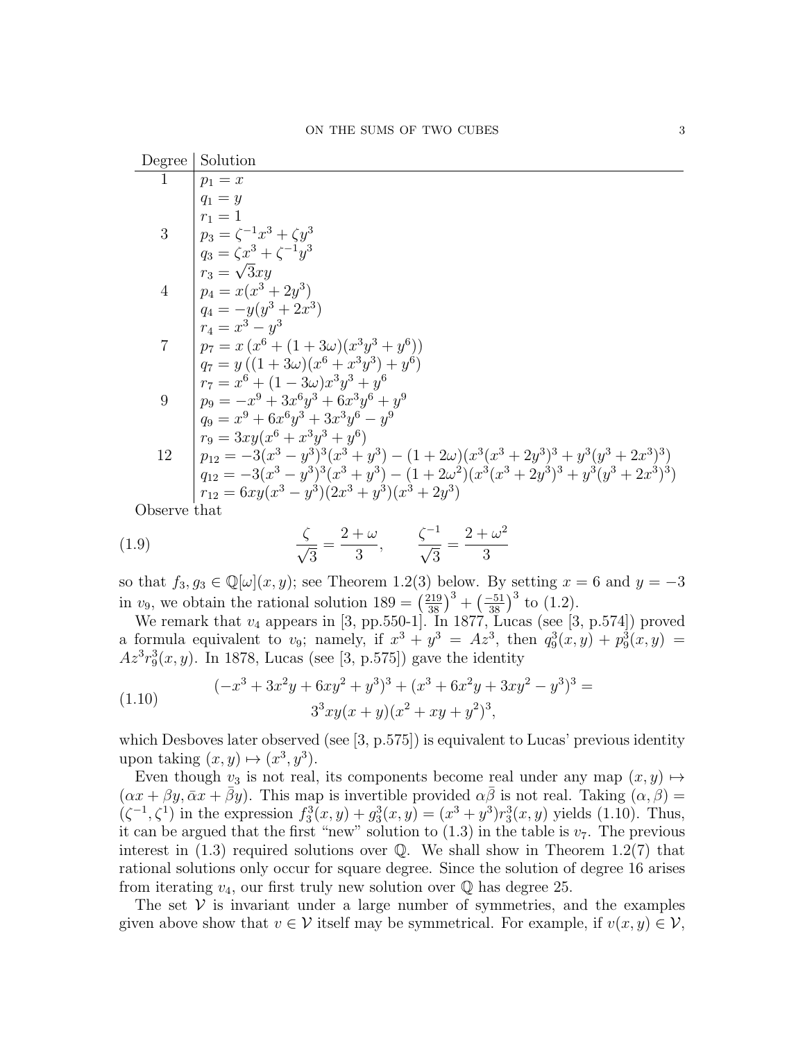| Degree | Solution |
|---|---|
| 1 | $p_1 = x$ |
| | $q_1 = y$ |
| | $r_1 = 1$ |
| 3 | $p_3 = \zeta^{-1}x^3 + \zeta y^3$ |
| | $q_3 = \zeta x^3 + \zeta^{-1}y^3$ |
| | $r_3 = \sqrt{3}xy$ |
| 4 | $p_4 = x(x^3 + 2y^3)$ |
| | $q_4 = -y(y^3 + 2x^3)$ |
| | $r_4 = x^3 - y^3$ |
| 7 | $p_7 = x\left(x^6 + (1 + 3\omega)(x^3y^3 + y^6)\right)$ |
| | $q_7 = y\left((1 + 3\omega)(x^6 + x^3y^3) + y^6\right)$ |
| | $r_7 = x^6 + (1 - 3\omega)x^3y^3 + y^6$ |
| 9 | $p_9 = -x^9 + 3x^6y^3 + 6x^3y^6 + y^9$ |
| | $q_9 = x^9 + 6x^6y^3 + 3x^3y^6 - y^9$ |
| | $r_9 = 3xy(x^6 + x^3y^3 + y^6)$ |
| 12 | $p_{12} = -3(x^3 - y^3)^3(x^3 + y^3) - (1 + 2\omega)(x^3(x^3 + 2y^3)^3 + y^3(y^3 + 2x^3)^3)$ |
| | $q_{12} = -3(x^3 - y^3)^3(x^3 + y^3) - (1 + 2\omega^2)(x^3(x^3 + 2y^3)^3 + y^3(y^3 + 2x^3)^3)$ |
| | $r_{12} = 6xy(x^3 - y^3)(2x^3 + y^3)(x^3 + 2y^3)$ |

Observe that

$$\frac{\zeta}{\sqrt{3}} = \frac{2 + \omega}{3}, \qquad \frac{\zeta^{-1}}{\sqrt{3}} = \frac{2 + \omega^2}{3} \tag{1.9}$$

so that $f_3, g_3 \in \mathbb{Q}[\omega](x, y)$; see Theorem 1.2(3) below. By setting $x = 6$ and $y = -3$ in $v_9$, we obtain the rational solution $189 = \left(\frac{219}{38}\right)^3 + \left(\frac{-51}{38}\right)^3$ to (1.2).

We remark that $v_4$ appears in [3, pp.550-1]. In 1877, Lucas (see [3, p.574]) proved a formula equivalent to $v_9$; namely, if $x^3 + y^3 = Az^3$, then $q_9^3(x, y) + p_9^3(x, y) = Az^3r_9^3(x, y)$. In 1878, Lucas (see [3, p.575]) gave the identity

$$(-x^3 + 3x^2y + 6xy^2 + y^3)^3 + (x^3 + 6x^2y + 3xy^2 - y^3)^3 = \\ 3^3xy(x + y)(x^2 + xy + y^2)^3, \tag{1.10}$$

which Desboves later observed (see [3, p.575]) is equivalent to Lucas' previous identity upon taking $(x, y) \mapsto (x^3, y^3)$.

Even though $v_3$ is not real, its components become real under any map $(x, y) \mapsto (\alpha x + \beta y, \bar{\alpha}x + \bar{\beta}y)$. This map is invertible provided $\alpha\bar{\beta}$ is not real. Taking $(\alpha, \beta) = (\zeta^{-1}, \zeta^1)$ in the expression $f_3^3(x, y) + g_3^3(x, y) = (x^3 + y^3)r_3^3(x, y)$ yields (1.10). Thus, it can be argued that the first "new" solution to (1.3) in the table is $v_7$. The previous interest in (1.3) required solutions over $\mathbb{Q}$. We shall show in Theorem 1.2(7) that rational solutions only occur for square degree. Since the solution of degree 16 arises from iterating $v_4$, our first truly new solution over $\mathbb{Q}$ has degree 25.

The set $\mathcal{V}$ is invariant under a large number of symmetries, and the examples given above show that $v \in \mathcal{V}$ itself may be symmetrical. For example, if $v(x, y) \in \mathcal{V}$,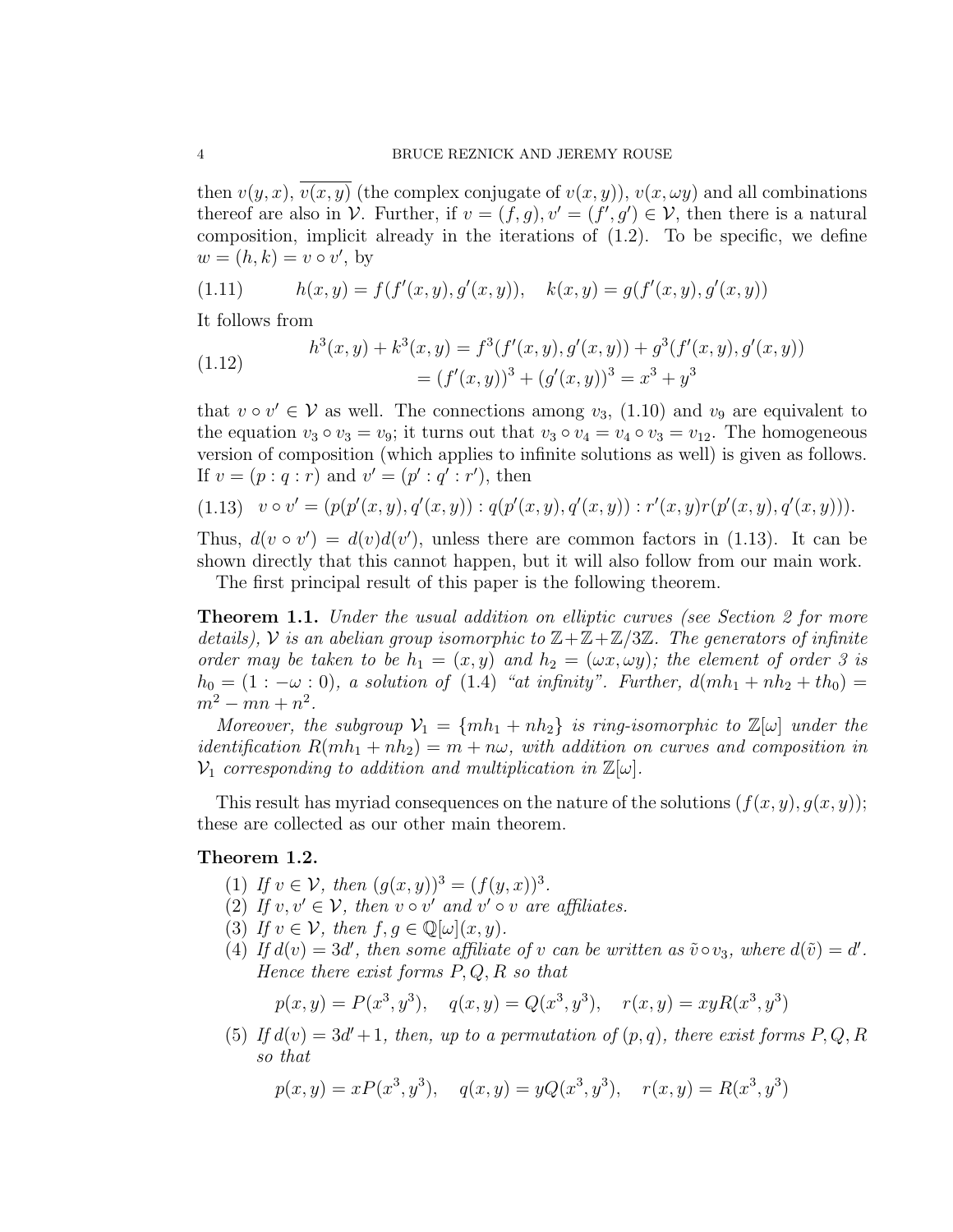then $v(y,x)$, $\overline{v(x,y)}$ (the complex conjugate of $v(x,y)$), $v(x,\omega y)$ and all combinations thereof are also in $\mathcal{V}$. Further, if $v=(f,g), v'=(f',g')\in\mathcal{V}$, then there is a natural composition, implicit already in the iterations of (1.2). To be specific, we define $w=(h,k)=v\circ v'$, by

$$h(x,y)=f(f'(x,y),g'(x,y)),\quad k(x,y)=g(f'(x,y),g'(x,y)) \tag{1.11}$$

It follows from

$$\begin{aligned} h^3(x,y)+k^3(x,y) &= f^3(f'(x,y),g'(x,y))+g^3(f'(x,y),g'(x,y)) \\ &= (f'(x,y))^3+(g'(x,y))^3 = x^3+y^3 \end{aligned} \tag{1.12}$$

that $v\circ v'\in\mathcal{V}$ as well. The connections among $v_3$, (1.10) and $v_9$ are equivalent to the equation $v_3\circ v_3=v_9$; it turns out that $v_3\circ v_4=v_4\circ v_3=v_{12}$. The homogeneous version of composition (which applies to infinite solutions as well) is given as follows. If $v=(p:q:r)$ and $v'=(p':q':r')$, then

$$v\circ v'=(p(p'(x,y),q'(x,y)):q(p'(x,y),q'(x,y)):r'(x,y)r(p'(x,y),q'(x,y))). \tag{1.13}$$

Thus, $d(v\circ v')=d(v)d(v')$, unless there are common factors in (1.13). It can be shown directly that this cannot happen, but it will also follow from our main work.

The first principal result of this paper is the following theorem.

**Theorem 1.1.** *Under the usual addition on elliptic curves (see Section 2 for more details), $\mathcal{V}$ is an abelian group isomorphic to $\mathbb{Z}+\mathbb{Z}+\mathbb{Z}/3\mathbb{Z}$. The generators of infinite order may be taken to be $h_1=(x,y)$ and $h_2=(\omega x,\omega y)$; the element of order 3 is $h_0=(1:-\omega:0)$, a solution of (1.4) "at infinity". Further, $d(mh_1+nh_2+th_0)=m^2-mn+n^2$.*

*Moreover, the subgroup $\mathcal{V}_1=\{mh_1+nh_2\}$ is ring-isomorphic to $\mathbb{Z}[\omega]$ under the identification $R(mh_1+nh_2)=m+n\omega$, with addition on curves and composition in $\mathcal{V}_1$ corresponding to addition and multiplication in $\mathbb{Z}[\omega]$.*

This result has myriad consequences on the nature of the solutions $(f(x,y),g(x,y))$; these are collected as our other main theorem.

**Theorem 1.2.**

1. *If $v\in\mathcal{V}$, then $(g(x,y))^3=(f(y,x))^3$.*
2. *If $v,v'\in\mathcal{V}$, then $v\circ v'$ and $v'\circ v$ are affiliates.*
3. *If $v\in\mathcal{V}$, then $f,g\in\mathbb{Q}[\omega](x,y)$.*
4. *If $d(v)=3d'$, then some affiliate of $v$ can be written as $\tilde{v}\circ v_3$, where $d(\tilde{v})=d'$. Hence there exist forms $P,Q,R$ so that*

$$p(x,y)=P(x^3,y^3),\quad q(x,y)=Q(x^3,y^3),\quad r(x,y)=xyR(x^3,y^3)$$

5. *If $d(v)=3d'+1$, then, up to a permutation of $(p,q)$, there exist forms $P,Q,R$ so that*

$$p(x,y)=xP(x^3,y^3),\quad q(x,y)=yQ(x^3,y^3),\quad r(x,y)=R(x^3,y^3)$$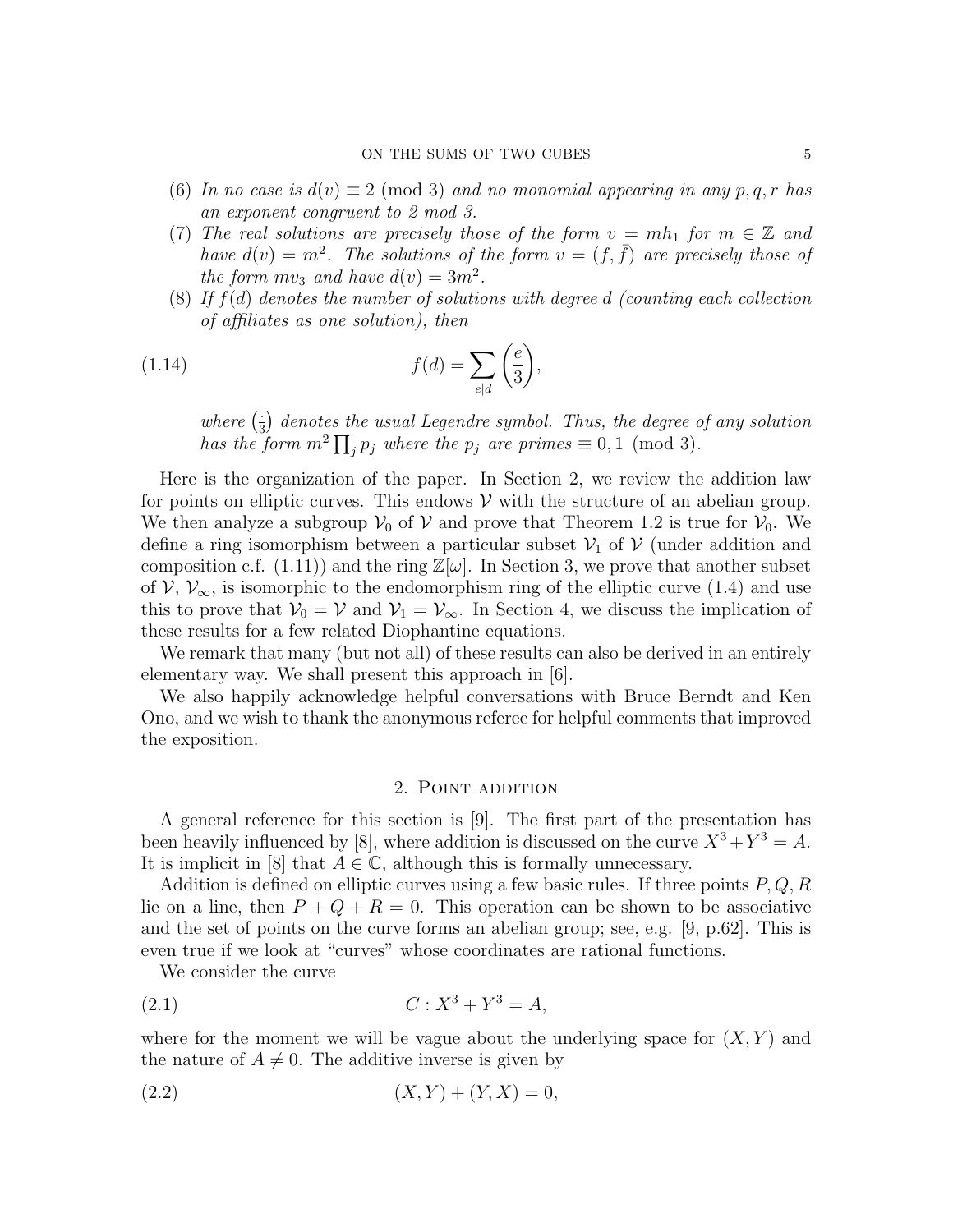(6) *In no case is $d(v) \equiv 2 \pmod 3$ and no monomial appearing in any $p, q, r$ has an exponent congruent to 2 mod 3.*

(7) *The real solutions are precisely those of the form $v = mh_1$ for $m \in \mathbb{Z}$ and have $d(v) = m^2$. The solutions of the form $v = (f, \bar{f})$ are precisely those of the form $mv_3$ and have $d(v) = 3m^2$.*

(8) *If $f(d)$ denotes the number of solutions with degree $d$ (counting each collection of affiliates as one solution), then*

$$f(d) = \sum_{e|d} \left(\frac{e}{3}\right), \tag{1.14}$$

*where $\left(\frac{\cdot}{3}\right)$ denotes the usual Legendre symbol. Thus, the degree of any solution has the form $m^2 \prod_j p_j$ where the $p_j$ are primes $\equiv 0, 1 \pmod 3$.*

Here is the organization of the paper. In Section 2, we review the addition law for points on elliptic curves. This endows $\mathcal{V}$ with the structure of an abelian group. We then analyze a subgroup $\mathcal{V}_0$ of $\mathcal{V}$ and prove that Theorem 1.2 is true for $\mathcal{V}_0$. We define a ring isomorphism between a particular subset $\mathcal{V}_1$ of $\mathcal{V}$ (under addition and composition c.f. (1.11)) and the ring $\mathbb{Z}[\omega]$. In Section 3, we prove that another subset of $\mathcal{V}$, $\mathcal{V}_\infty$, is isomorphic to the endomorphism ring of the elliptic curve (1.4) and use this to prove that $\mathcal{V}_0 = \mathcal{V}$ and $\mathcal{V}_1 = \mathcal{V}_\infty$. In Section 4, we discuss the implication of these results for a few related Diophantine equations.

We remark that many (but not all) of these results can also be derived in an entirely elementary way. We shall present this approach in [6].

We also happily acknowledge helpful conversations with Bruce Berndt and Ken Ono, and we wish to thank the anonymous referee for helpful comments that improved the exposition.

## 2. Point addition

A general reference for this section is [9]. The first part of the presentation has been heavily influenced by [8], where addition is discussed on the curve $X^3 + Y^3 = A$. It is implicit in [8] that $A \in \mathbb{C}$, although this is formally unnecessary.

Addition is defined on elliptic curves using a few basic rules. If three points $P, Q, R$ lie on a line, then $P + Q + R = 0$. This operation can be shown to be associative and the set of points on the curve forms an abelian group; see, e.g. [9, p.62]. This is even true if we look at "curves" whose coordinates are rational functions.

We consider the curve

$$C : X^3 + Y^3 = A, \tag{2.1}$$

where for the moment we will be vague about the underlying space for $(X, Y)$ and the nature of $A \neq 0$. The additive inverse is given by

$$(X, Y) + (Y, X) = 0, \tag{2.2}$$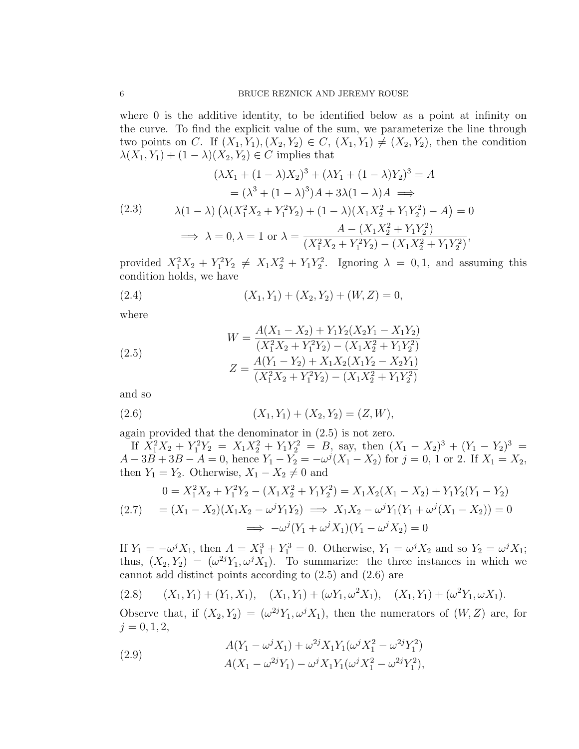where 0 is the additive identity, to be identified below as a point at infinity on the curve. To find the explicit value of the sum, we parameterize the line through two points on $C$. If $(X_1, Y_1), (X_2, Y_2) \in C$, $(X_1, Y_1) \neq (X_2, Y_2)$, then the condition $\lambda(X_1, Y_1) + (1-\lambda)(X_2, Y_2) \in C$ implies that

$$
\begin{aligned}
(\lambda X_1 + (1-\lambda)X_2)^3 + (\lambda Y_1 + (1-\lambda)Y_2)^3 &= A \\
= (\lambda^3 + (1-\lambda)^3)A + 3\lambda(1-\lambda)A &\implies \\
\lambda(1-\lambda)\left(\lambda(X_1^2X_2 + Y_1^2Y_2) + (1-\lambda)(X_1X_2^2 + Y_1Y_2^2) - A\right) &= 0 \\
\implies \lambda = 0, \lambda = 1 \text{ or } \lambda = \frac{A - (X_1X_2^2 + Y_1Y_2^2)}{(X_1^2X_2 + Y_1^2Y_2) - (X_1X_2^2 + Y_1Y_2^2)}&,
\end{aligned} \tag{2.3}
$$

provided $X_1^2X_2 + Y_1^2Y_2 \neq X_1X_2^2 + Y_1Y_2^2$. Ignoring $\lambda = 0, 1$, and assuming this condition holds, we have

$$
(X_1, Y_1) + (X_2, Y_2) + (W, Z) = 0, \tag{2.4}
$$

where

$$
\begin{aligned}
W &= \frac{A(X_1 - X_2) + Y_1Y_2(X_2Y_1 - X_1Y_2)}{(X_1^2X_2 + Y_1^2Y_2) - (X_1X_2^2 + Y_1Y_2^2)} \\
Z &= \frac{A(Y_1 - Y_2) + X_1X_2(X_1Y_2 - X_2Y_1)}{(X_1^2X_2 + Y_1^2Y_2) - (X_1X_2^2 + Y_1Y_2^2)}
\end{aligned} \tag{2.5}
$$

and so

$$
(X_1, Y_1) + (X_2, Y_2) = (Z, W), \tag{2.6}
$$

again provided that the denominator in (2.5) is not zero.

If $X_1^2X_2 + Y_1^2Y_2 = X_1X_2^2 + Y_1Y_2^2 = B$, say, then $(X_1 - X_2)^3 + (Y_1 - Y_2)^3 = A - 3B + 3B - A = 0$, hence $Y_1 - Y_2 = -\omega^j(X_1 - X_2)$ for $j = 0$, 1 or 2. If $X_1 = X_2$, then $Y_1 = Y_2$. Otherwise, $X_1 - X_2 \neq 0$ and

$$
\begin{aligned}
0 &= X_1^2X_2 + Y_1^2Y_2 - (X_1X_2^2 + Y_1Y_2^2) = X_1X_2(X_1 - X_2) + Y_1Y_2(Y_1 - Y_2) \\
&= (X_1 - X_2)(X_1X_2 - \omega^jY_1Y_2) \implies X_1X_2 - \omega^jY_1(Y_1 + \omega^j(X_1 - X_2)) = 0 \\
&\implies -\omega^j(Y_1 + \omega^jX_1)(Y_1 - \omega^jX_2) = 0
\end{aligned} \tag{2.7}
$$

If $Y_1 = -\omega^jX_1$, then $A = X_1^3 + Y_1^3 = 0$. Otherwise, $Y_1 = \omega^jX_2$ and so $Y_2 = \omega^jX_1$; thus, $(X_2, Y_2) = (\omega^{2j}Y_1, \omega^jX_1)$. To summarize: the three instances in which we cannot add distinct points according to (2.5) and (2.6) are

$$
(X_1, Y_1) + (Y_1, X_1), \quad (X_1, Y_1) + (\omega Y_1, \omega^2X_1), \quad (X_1, Y_1) + (\omega^2Y_1, \omega X_1). \tag{2.8}
$$

Observe that, if $(X_2, Y_2) = (\omega^{2j}Y_1, \omega^jX_1)$, then the numerators of $(W, Z)$ are, for $j = 0, 1, 2$,

$$
\begin{aligned}
&A(Y_1 - \omega^jX_1) + \omega^{2j}X_1Y_1(\omega^jX_1^2 - \omega^{2j}Y_1^2) \\
&A(X_1 - \omega^{2j}Y_1) - \omega^jX_1Y_1(\omega^jX_1^2 - \omega^{2j}Y_1^2),
\end{aligned} \tag{2.9}
$$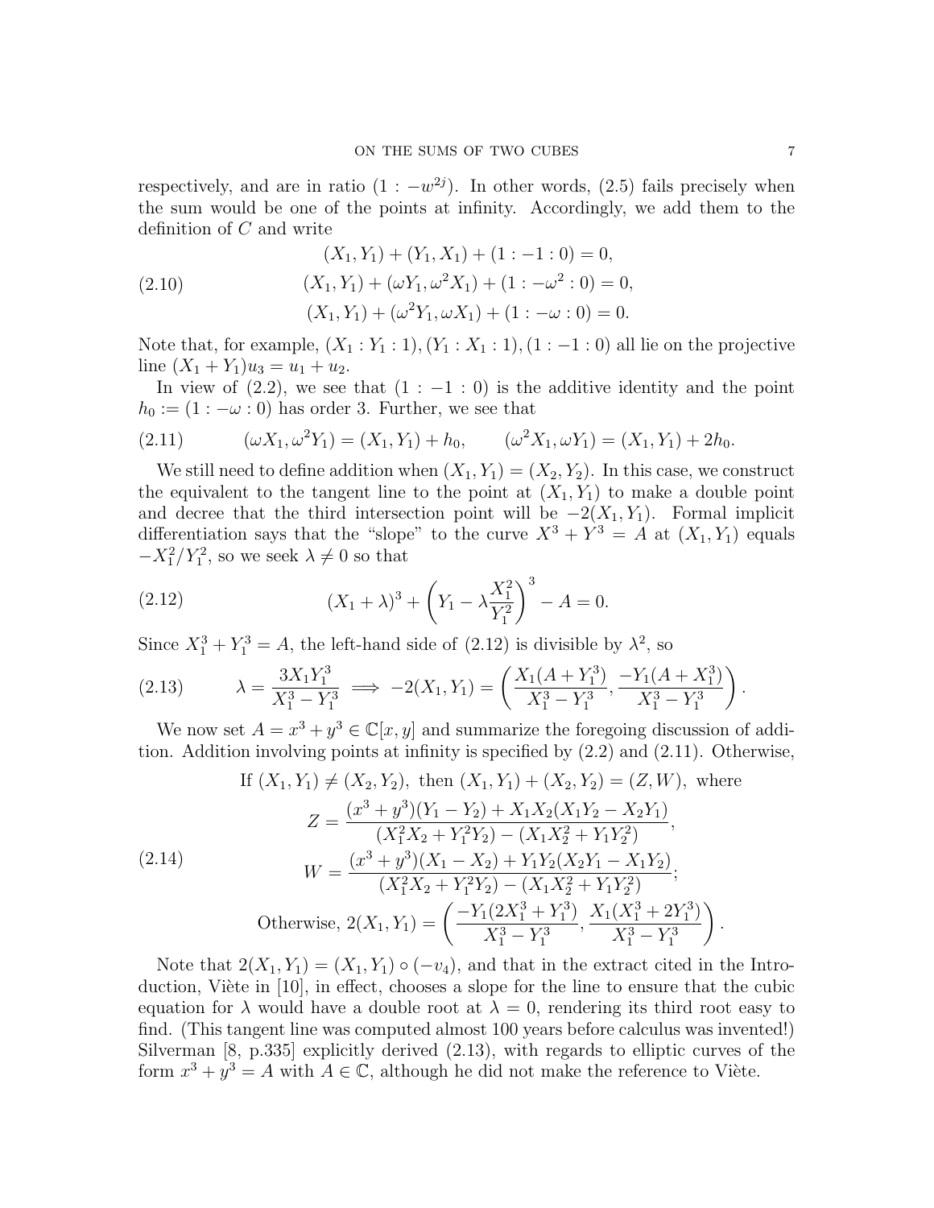respectively, and are in ratio $(1 : -w^{2j})$. In other words, (2.5) fails precisely when the sum would be one of the points at infinity. Accordingly, we add them to the definition of $C$ and write

$$
\begin{aligned}
(X_1, Y_1) + (Y_1, X_1) + (1 : -1 : 0) &= 0, \\
(X_1, Y_1) + (\omega Y_1, \omega^2 X_1) + (1 : -\omega^2 : 0) &= 0, \\
(X_1, Y_1) + (\omega^2 Y_1, \omega X_1) + (1 : -\omega : 0) &= 0.
\end{aligned}
\tag{2.10}
$$

Note that, for example, $(X_1 : Y_1 : 1), (Y_1 : X_1 : 1), (1 : -1 : 0)$ all lie on the projective line $(X_1 + Y_1)u_3 = u_1 + u_2$.

In view of (2.2), we see that $(1 : -1 : 0)$ is the additive identity and the point $h_0 := (1 : -\omega : 0)$ has order 3. Further, we see that

$$
(\omega X_1, \omega^2 Y_1) = (X_1, Y_1) + h_0, \qquad (\omega^2 X_1, \omega Y_1) = (X_1, Y_1) + 2h_0. \tag{2.11}
$$

We still need to define addition when $(X_1, Y_1) = (X_2, Y_2)$. In this case, we construct the equivalent to the tangent line to the point at $(X_1, Y_1)$ to make a double point and decree that the third intersection point will be $-2(X_1, Y_1)$. Formal implicit differentiation says that the "slope" to the curve $X^3 + Y^3 = A$ at $(X_1, Y_1)$ equals $-X_1^2/Y_1^2$, so we seek $\lambda \neq 0$ so that

$$
(X_1 + \lambda)^3 + \left( Y_1 - \lambda \frac{X_1^2}{Y_1^2} \right)^3 - A = 0. \tag{2.12}
$$

Since $X_1^3 + Y_1^3 = A$, the left-hand side of (2.12) is divisible by $\lambda^2$, so

$$
\lambda = \frac{3X_1 Y_1^3}{X_1^3 - Y_1^3} \implies -2(X_1, Y_1) = \left( \frac{X_1(A + Y_1^3)}{X_1^3 - Y_1^3}, \frac{-Y_1(A + X_1^3)}{X_1^3 - Y_1^3} \right). \tag{2.13}
$$

We now set $A = x^3 + y^3 \in \mathbb{C}[x, y]$ and summarize the foregoing discussion of addition. Addition involving points at infinity is specified by (2.2) and (2.11). Otherwise,

$$
\begin{gathered}
\text{If } (X_1, Y_1) \neq (X_2, Y_2), \text{ then } (X_1, Y_1) + (X_2, Y_2) = (Z, W), \text{ where} \\
Z = \frac{(x^3 + y^3)(Y_1 - Y_2) + X_1 X_2 (X_1 Y_2 - X_2 Y_1)}{(X_1^2 X_2 + Y_1^2 Y_2) - (X_1 X_2^2 + Y_1 Y_2^2)}, \\
W = \frac{(x^3 + y^3)(X_1 - X_2) + Y_1 Y_2 (X_2 Y_1 - X_1 Y_2)}{(X_1^2 X_2 + Y_1^2 Y_2) - (X_1 X_2^2 + Y_1 Y_2^2)}; \\
\text{Otherwise, } 2(X_1, Y_1) = \left( \frac{-Y_1(2X_1^3 + Y_1^3)}{X_1^3 - Y_1^3}, \frac{X_1(X_1^3 + 2Y_1^3)}{X_1^3 - Y_1^3} \right).
\end{gathered}
\tag{2.14}
$$

Note that $2(X_1, Y_1) = (X_1, Y_1) \circ (-v_4)$, and that in the extract cited in the Introduction, Viète in [10], in effect, chooses a slope for the line to ensure that the cubic equation for $\lambda$ would have a double root at $\lambda = 0$, rendering its third root easy to find. (This tangent line was computed almost 100 years before calculus was invented!) Silverman [8, p.335] explicitly derived (2.13), with regards to elliptic curves of the form $x^3 + y^3 = A$ with $A \in \mathbb{C}$, although he did not make the reference to Viète.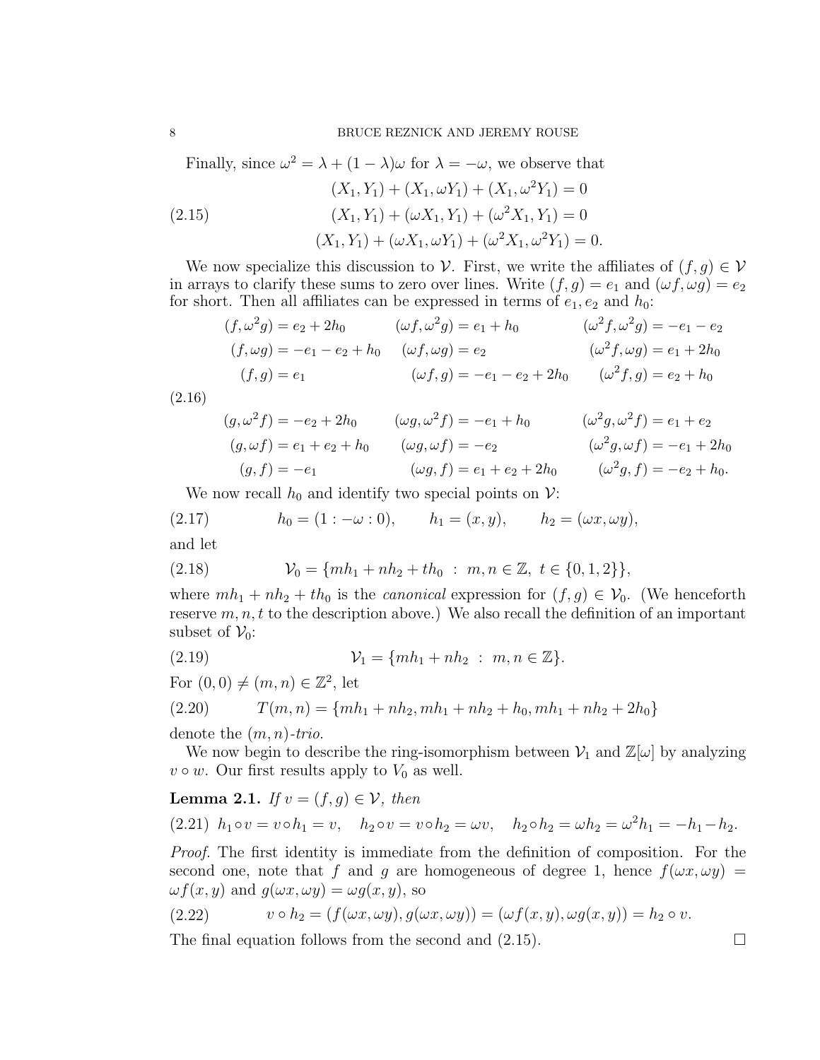Finally, since $\omega^2 = \lambda + (1-\lambda)\omega$ for $\lambda = -\omega$, we observe that

$$
\begin{aligned}
(X_1, Y_1) + (X_1, \omega Y_1) + (X_1, \omega^2 Y_1) &= 0 \\
(X_1, Y_1) + (\omega X_1, Y_1) + (\omega^2 X_1, Y_1) &= 0 \\
(X_1, Y_1) + (\omega X_1, \omega Y_1) + (\omega^2 X_1, \omega^2 Y_1) &= 0.
\end{aligned}
\tag{2.15}
$$

We now specialize this discussion to $\mathcal{V}$. First, we write the affiliates of $(f,g) \in \mathcal{V}$ in arrays to clarify these sums to zero over lines. Write $(f,g) = e_1$ and $(\omega f, \omega g) = e_2$ for short. Then all affiliates can be expressed in terms of $e_1, e_2$ and $h_0$:

$$
\begin{array}{lll}
(f, \omega^2 g) = e_2 + 2h_0 & (\omega f, \omega^2 g) = e_1 + h_0 & (\omega^2 f, \omega^2 g) = -e_1 - e_2 \\
(f, \omega g) = -e_1 - e_2 + h_0 & (\omega f, \omega g) = e_2 & (\omega^2 f, \omega g) = e_1 + 2h_0 \\
(f, g) = e_1 & (\omega f, g) = -e_1 - e_2 + 2h_0 & (\omega^2 f, g) = e_2 + h_0 \\
 & & \\
(g, \omega^2 f) = -e_2 + 2h_0 & (\omega g, \omega^2 f) = -e_1 + h_0 & (\omega^2 g, \omega^2 f) = e_1 + e_2 \\
(g, \omega f) = e_1 + e_2 + h_0 & (\omega g, \omega f) = -e_2 & (\omega^2 g, \omega f) = -e_1 + 2h_0 \\
(g, f) = -e_1 & (\omega g, f) = e_1 + e_2 + 2h_0 & (\omega^2 g, f) = -e_2 + h_0.
\end{array}
\tag{2.16}
$$

We now recall $h_0$ and identify two special points on $\mathcal{V}$:

$$
h_0 = (1 : -\omega : 0), \qquad h_1 = (x, y), \qquad h_2 = (\omega x, \omega y),
\tag{2.17}
$$

and let

$$
\mathcal{V}_0 = \{ m h_1 + n h_2 + t h_0 \ : \ m, n \in \mathbb{Z},\ t \in \{0, 1, 2\} \},
\tag{2.18}
$$

where $mh_1 + nh_2 + th_0$ is the *canonical* expression for $(f,g) \in \mathcal{V}_0$. (We henceforth reserve $m, n, t$ to the description above.) We also recall the definition of an important subset of $\mathcal{V}_0$:

$$
\mathcal{V}_1 = \{ m h_1 + n h_2 \ : \ m, n \in \mathbb{Z} \}.
\tag{2.19}
$$

For $(0,0) \neq (m,n) \in \mathbb{Z}^2$, let

$$
T(m,n) = \{ mh_1 + nh_2, mh_1 + nh_2 + h_0, mh_1 + nh_2 + 2h_0 \}
\tag{2.20}
$$

denote the $(m,n)$*-trio*.

We now begin to describe the ring-isomorphism between $\mathcal{V}_1$ and $\mathbb{Z}[\omega]$ by analyzing $v \circ w$. Our first results apply to $V_0$ as well.

**Lemma 2.1.** *If $v = (f,g) \in \mathcal{V}$, then*

$$
h_1 \circ v = v \circ h_1 = v, \quad h_2 \circ v = v \circ h_2 = \omega v, \quad h_2 \circ h_2 = \omega h_2 = \omega^2 h_1 = -h_1 - h_2.
\tag{2.21}
$$

*Proof.* The first identity is immediate from the definition of composition. For the second one, note that $f$ and $g$ are homogeneous of degree 1, hence $f(\omega x, \omega y) = \omega f(x,y)$ and $g(\omega x, \omega y) = \omega g(x,y)$, so

$$
v \circ h_2 = (f(\omega x, \omega y), g(\omega x, \omega y)) = (\omega f(x,y), \omega g(x,y)) = h_2 \circ v.
\tag{2.22}
$$

The final equation follows from the second and (2.15). $\square$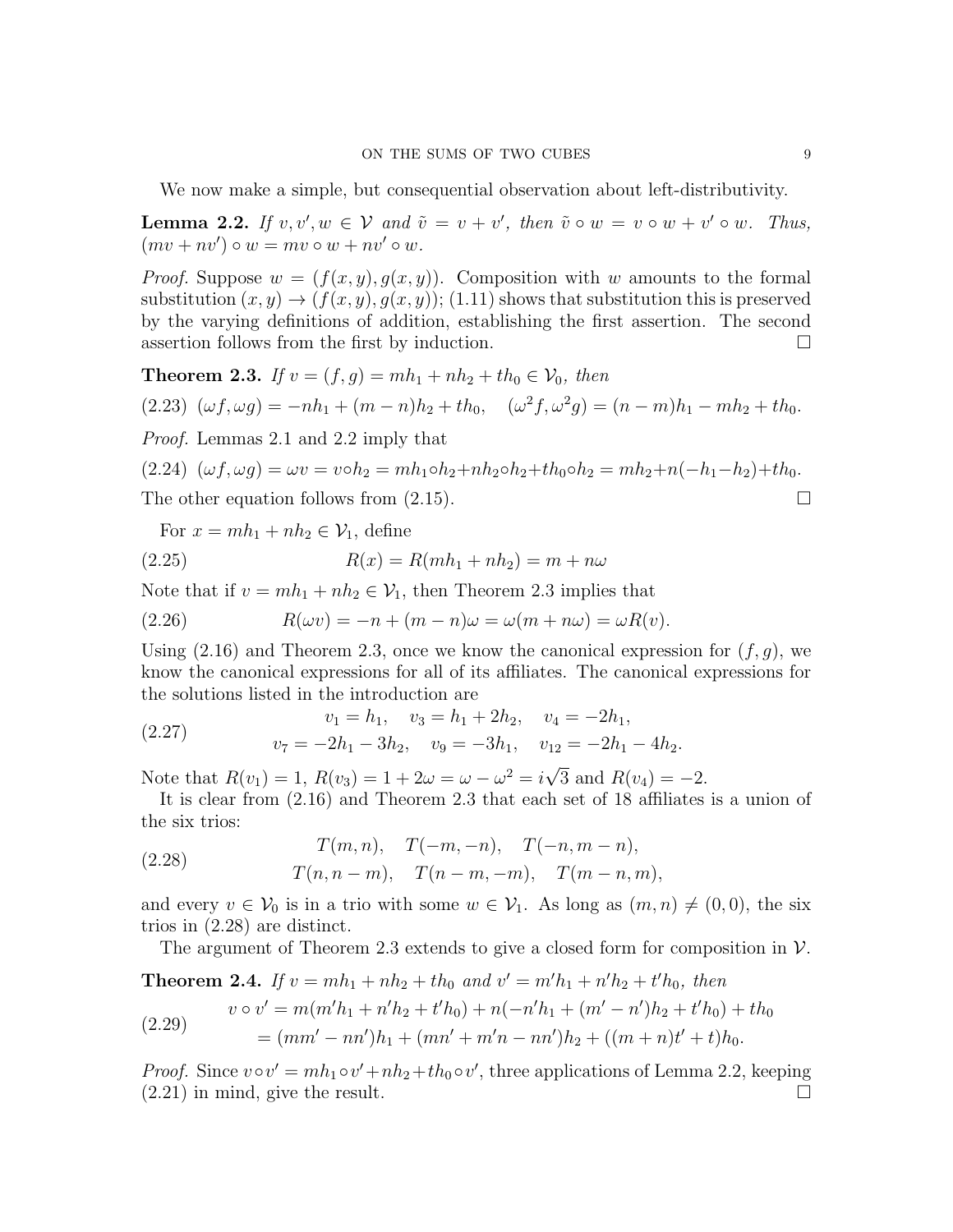We now make a simple, but consequential observation about left-distributivity.

**Lemma 2.2.** *If $v, v', w \in \mathcal{V}$ and $\tilde{v} = v + v'$, then $\tilde{v} \circ w = v \circ w + v' \circ w$. Thus, $(mv + nv') \circ w = mv \circ w + nv' \circ w$.*

*Proof.* Suppose $w = (f(x,y), g(x,y))$. Composition with $w$ amounts to the formal substitution $(x,y) \to (f(x,y), g(x,y))$; (1.11) shows that substitution this is preserved by the varying definitions of addition, establishing the first assertion. The second assertion follows from the first by induction. $\square$

**Theorem 2.3.** *If $v = (f,g) = mh_1 + nh_2 + th_0 \in \mathcal{V}_0$, then*

$$(2.23)\quad (\omega f, \omega g) = -nh_1 + (m-n)h_2 + th_0, \quad (\omega^2 f, \omega^2 g) = (n-m)h_1 - mh_2 + th_0.$$

*Proof.* Lemmas 2.1 and 2.2 imply that

$$(2.24)\quad (\omega f, \omega g) = \omega v = v \circ h_2 = mh_1 \circ h_2 + nh_2 \circ h_2 + th_0 \circ h_2 = mh_2 + n(-h_1 - h_2) + th_0.$$

The other equation follows from (2.15). $\square$

For $x = mh_1 + nh_2 \in \mathcal{V}_1$, define

$$(2.25)\qquad R(x) = R(mh_1 + nh_2) = m + n\omega$$

Note that if $v = mh_1 + nh_2 \in \mathcal{V}_1$, then Theorem 2.3 implies that

$$(2.26)\qquad R(\omega v) = -n + (m-n)\omega = \omega(m + n\omega) = \omega R(v).$$

Using (2.16) and Theorem 2.3, once we know the canonical expression for $(f,g)$, we know the canonical expressions for all of its affiliates. The canonical expressions for the solutions listed in the introduction are

$$(2.27)\qquad \begin{gathered} v_1 = h_1, \quad v_3 = h_1 + 2h_2, \quad v_4 = -2h_1, \\ v_7 = -2h_1 - 3h_2, \quad v_9 = -3h_1, \quad v_{12} = -2h_1 - 4h_2. \end{gathered}$$

Note that $R(v_1) = 1$, $R(v_3) = 1 + 2\omega = \omega - \omega^2 = i\sqrt{3}$ and $R(v_4) = -2$.

It is clear from (2.16) and Theorem 2.3 that each set of 18 affiliates is a union of the six trios:

$$(2.28)\qquad \begin{gathered} T(m,n), \quad T(-m,-n), \quad T(-n, m-n), \\ T(n, n-m), \quad T(n-m, -m), \quad T(m-n, m), \end{gathered}$$

and every $v \in \mathcal{V}_0$ is in a trio with some $w \in \mathcal{V}_1$. As long as $(m,n) \neq (0,0)$, the six trios in (2.28) are distinct.

The argument of Theorem 2.3 extends to give a closed form for composition in $\mathcal{V}$.

**Theorem 2.4.** *If $v = mh_1 + nh_2 + th_0$ and $v' = m'h_1 + n'h_2 + t'h_0$, then*

$$(2.29)\qquad \begin{aligned} v \circ v' &= m(m'h_1 + n'h_2 + t'h_0) + n(-n'h_1 + (m'-n')h_2 + t'h_0) + th_0 \\ &= (mm' - nn')h_1 + (mn' + m'n - nn')h_2 + ((m+n)t' + t)h_0. \end{aligned}$$

*Proof.* Since $v \circ v' = mh_1 \circ v' + nh_2 + th_0 \circ v'$, three applications of Lemma 2.2, keeping (2.21) in mind, give the result. $\square$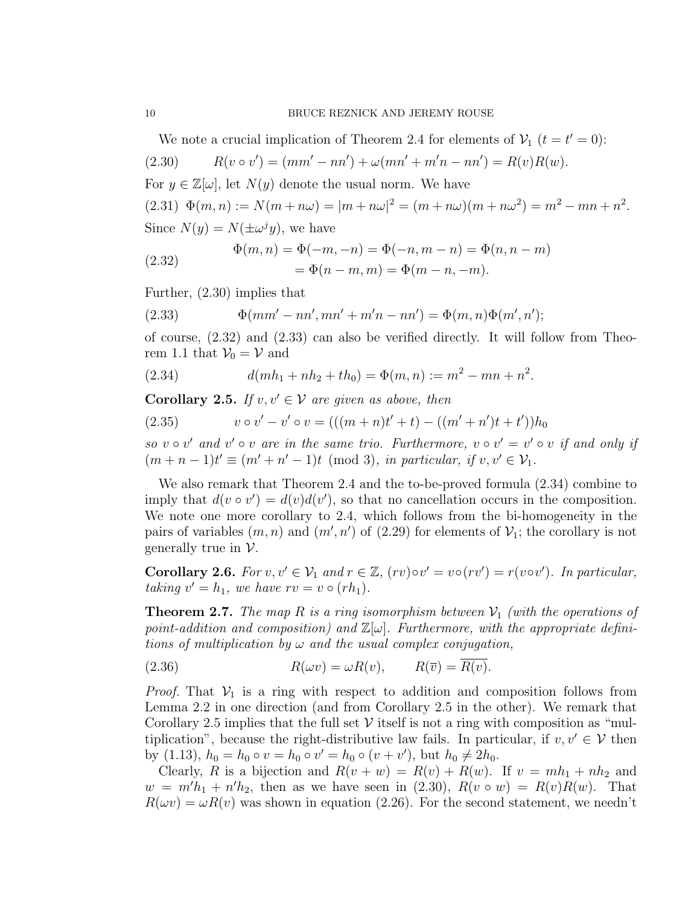We note a crucial implication of Theorem 2.4 for elements of $\mathcal{V}_1$ ($t = t' = 0$):

$$R(v \circ v') = (mm' - nn') + \omega(mn' + m'n - nn') = R(v)R(w). \tag{2.30}$$

For $y \in \mathbb{Z}[\omega]$, let $N(y)$ denote the usual norm. We have

$$\Phi(m,n) := N(m + n\omega) = |m + n\omega|^2 = (m + n\omega)(m + n\omega^2) = m^2 - mn + n^2. \tag{2.31}$$

Since $N(y) = N(\pm\omega^j y)$, we have

$$\begin{aligned} \Phi(m,n) &= \Phi(-m,-n) = \Phi(-n, m-n) = \Phi(n, n-m) \\ &= \Phi(n-m, m) = \Phi(m-n, -m). \end{aligned} \tag{2.32}$$

Further, (2.30) implies that

$$\Phi(mm' - nn', mn' + m'n - nn') = \Phi(m,n)\Phi(m',n'); \tag{2.33}$$

of course, (2.32) and (2.33) can also be verified directly. It will follow from Theorem 1.1 that $\mathcal{V}_0 = \mathcal{V}$ and

$$d(mh_1 + nh_2 + th_0) = \Phi(m,n) := m^2 - mn + n^2. \tag{2.34}$$

**Corollary 2.5.** *If $v, v' \in \mathcal{V}$ are given as above, then*

$$v \circ v' - v' \circ v = (((m+n)t' + t) - ((m' + n')t + t'))h_0 \tag{2.35}$$

*so $v \circ v'$ and $v' \circ v$ are in the same trio. Furthermore, $v \circ v' = v' \circ v$ if and only if $(m + n - 1)t' \equiv (m' + n' - 1)t \pmod 3$, in particular, if $v, v' \in \mathcal{V}_1$.*

We also remark that Theorem 2.4 and the to-be-proved formula (2.34) combine to imply that $d(v \circ v') = d(v)d(v')$, so that no cancellation occurs in the composition. We note one more corollary to 2.4, which follows from the bi-homogeneity in the pairs of variables $(m,n)$ and $(m',n')$ of (2.29) for elements of $\mathcal{V}_1$; the corollary is not generally true in $\mathcal{V}$.

**Corollary 2.6.** *For $v, v' \in \mathcal{V}_1$ and $r \in \mathbb{Z}$, $(rv) \circ v' = v \circ (rv') = r(v \circ v')$. In particular, taking $v' = h_1$, we have $rv = v \circ (rh_1)$.*

**Theorem 2.7.** *The map $R$ is a ring isomorphism between $\mathcal{V}_1$ (with the operations of point-addition and composition) and $\mathbb{Z}[\omega]$. Furthermore, with the appropriate definitions of multiplication by $\omega$ and the usual complex conjugation,*

$$R(\omega v) = \omega R(v), \qquad R(\overline{v}) = \overline{R(v)}. \tag{2.36}$$

*Proof.* That $\mathcal{V}_1$ is a ring with respect to addition and composition follows from Lemma 2.2 in one direction (and from Corollary 2.5 in the other). We remark that Corollary 2.5 implies that the full set $\mathcal{V}$ itself is not a ring with composition as "multiplication", because the right-distributive law fails. In particular, if $v, v' \in \mathcal{V}$ then by (1.13), $h_0 = h_0 \circ v = h_0 \circ v' = h_0 \circ (v + v')$, but $h_0 \neq 2h_0$.

Clearly, $R$ is a bijection and $R(v + w) = R(v) + R(w)$. If $v = mh_1 + nh_2$ and $w = m'h_1 + n'h_2$, then as we have seen in (2.30), $R(v \circ w) = R(v)R(w)$. That $R(\omega v) = \omega R(v)$ was shown in equation (2.26). For the second statement, we needn't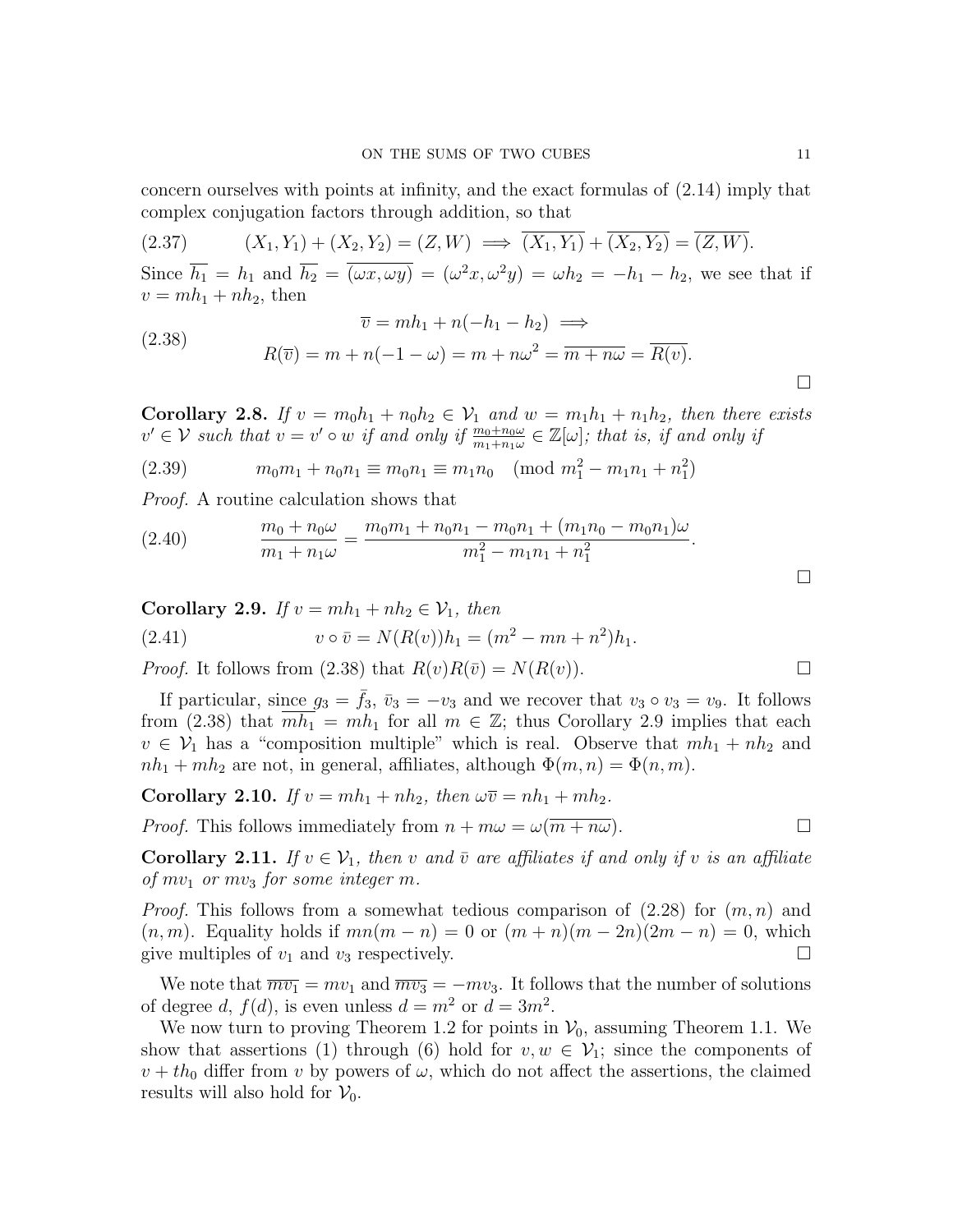concern ourselves with points at infinity, and the exact formulas of (2.14) imply that complex conjugation factors through addition, so that

$$(X_1, Y_1) + (X_2, Y_2) = (Z, W) \implies \overline{(X_1, Y_1)} + \overline{(X_2, Y_2)} = \overline{(Z, W)}. \tag{2.37}$$

Since $\overline{h_1} = h_1$ and $\overline{h_2} = \overline{(\omega x, \omega y)} = (\omega^2 x, \omega^2 y) = \omega h_2 = -h_1 - h_2$, we see that if $v = mh_1 + nh_2$, then

$$\begin{gathered} \overline{v} = mh_1 + n(-h_1 - h_2) \implies \\ R(\overline{v}) = m + n(-1 - \omega) = m + n\omega^2 = \overline{m + n\omega} = \overline{R(v)}. \end{gathered} \tag{2.38}$$

$\square$

**Corollary 2.8.** *If $v = m_0 h_1 + n_0 h_2 \in \mathcal{V}_1$ and $w = m_1 h_1 + n_1 h_2$, then there exists $v' \in \mathcal{V}$ such that $v = v' \circ w$ if and only if $\frac{m_0 + n_0\omega}{m_1 + n_1\omega} \in \mathbb{Z}[\omega]$; that is, if and only if*

$$m_0 m_1 + n_0 n_1 \equiv m_0 n_1 \equiv m_1 n_0 \pmod{m_1^2 - m_1 n_1 + n_1^2} \tag{2.39}$$

*Proof.* A routine calculation shows that

$$\frac{m_0 + n_0\omega}{m_1 + n_1\omega} = \frac{m_0 m_1 + n_0 n_1 - m_0 n_1 + (m_1 n_0 - m_0 n_1)\omega}{m_1^2 - m_1 n_1 + n_1^2}. \tag{2.40}$$

$\square$

**Corollary 2.9.** *If $v = mh_1 + nh_2 \in \mathcal{V}_1$, then*

$$v \circ \bar{v} = N(R(v))h_1 = (m^2 - mn + n^2)h_1. \tag{2.41}$$

*Proof.* It follows from (2.38) that $R(v)R(\bar{v}) = N(R(v))$. $\square$

If particular, since $g_3 = \bar{f}_3$, $\bar{v}_3 = -v_3$ and we recover that $v_3 \circ v_3 = v_9$. It follows from (2.38) that $\overline{mh_1} = mh_1$ for all $m \in \mathbb{Z}$; thus Corollary 2.9 implies that each $v \in \mathcal{V}_1$ has a "composition multiple" which is real. Observe that $mh_1 + nh_2$ and $nh_1 + mh_2$ are not, in general, affiliates, although $\Phi(m, n) = \Phi(n, m)$.

**Corollary 2.10.** *If $v = mh_1 + nh_2$, then $\omega\overline{v} = nh_1 + mh_2$.*

*Proof.* This follows immediately from $n + m\omega = \omega(\overline{m + n\omega})$. $\square$

**Corollary 2.11.** *If $v \in \mathcal{V}_1$, then $v$ and $\bar{v}$ are affiliates if and only if $v$ is an affiliate of $mv_1$ or $mv_3$ for some integer $m$.*

*Proof.* This follows from a somewhat tedious comparison of (2.28) for $(m, n)$ and $(n, m)$. Equality holds if $mn(m - n) = 0$ or $(m + n)(m - 2n)(2m - n) = 0$, which give multiples of $v_1$ and $v_3$ respectively. $\square$

We note that $\overline{mv_1} = mv_1$ and $\overline{mv_3} = -mv_3$. It follows that the number of solutions of degree $d$, $f(d)$, is even unless $d = m^2$ or $d = 3m^2$.

We now turn to proving Theorem 1.2 for points in $\mathcal{V}_0$, assuming Theorem 1.1. We show that assertions (1) through (6) hold for $v, w \in \mathcal{V}_1$; since the components of $v + th_0$ differ from $v$ by powers of $\omega$, which do not affect the assertions, the claimed results will also hold for $\mathcal{V}_0$.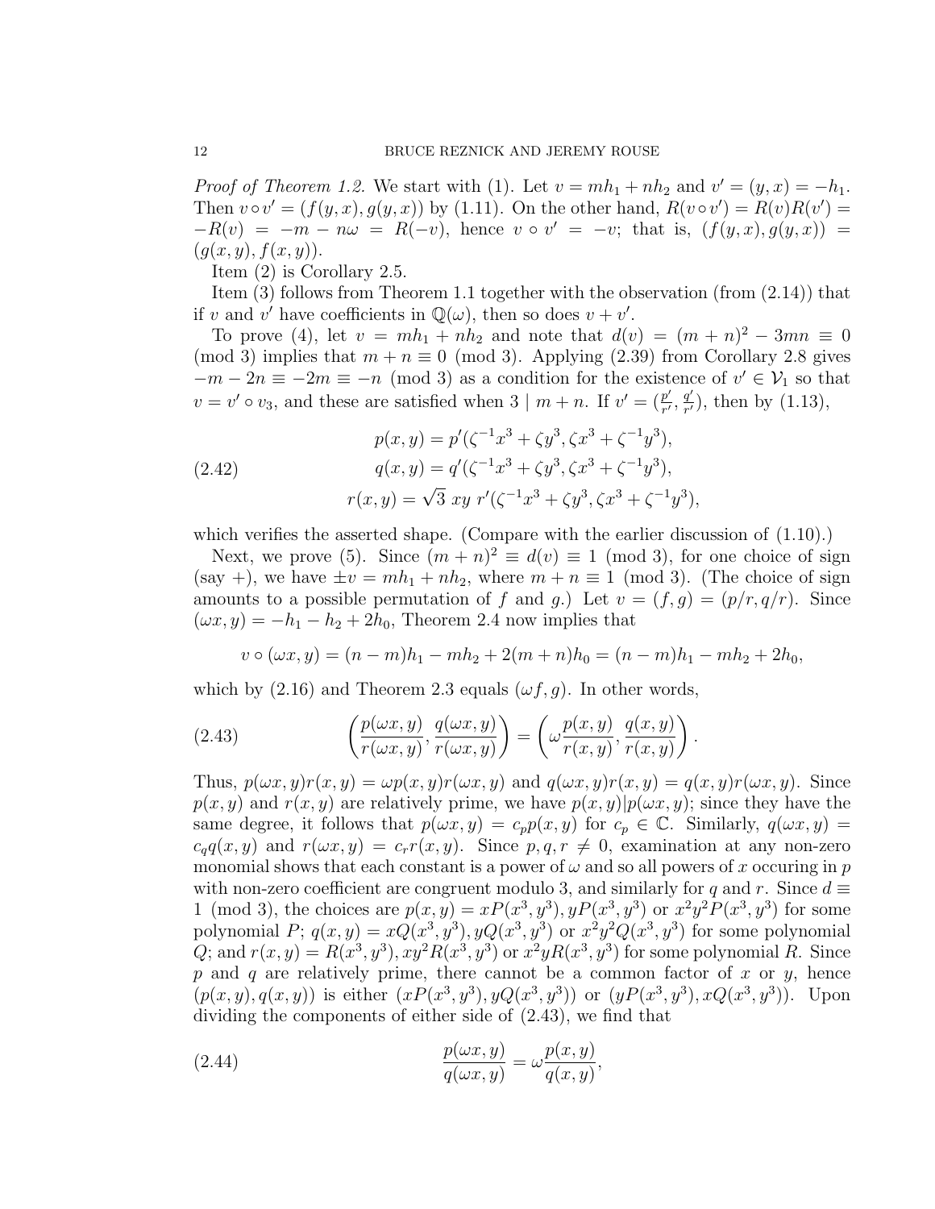*Proof of Theorem 1.2.* We start with (1). Let $v = mh_1 + nh_2$ and $v' = (y, x) = -h_1$. Then $v \circ v' = (f(y,x), g(y,x))$ by (1.11). On the other hand, $R(v \circ v') = R(v)R(v') = -R(v) = -m - n\omega = R(-v)$, hence $v \circ v' = -v$; that is, $(f(y,x), g(y,x)) = (g(x,y), f(x,y))$.

Item (2) is Corollary 2.5.

Item (3) follows from Theorem 1.1 together with the observation (from (2.14)) that if $v$ and $v'$ have coefficients in $\mathbb{Q}(\omega)$, then so does $v + v'$.

To prove (4), let $v = mh_1 + nh_2$ and note that $d(v) = (m+n)^2 - 3mn \equiv 0 \pmod 3$ implies that $m + n \equiv 0 \pmod 3$. Applying (2.39) from Corollary 2.8 gives $-m - 2n \equiv -2m \equiv -n \pmod 3$ as a condition for the existence of $v' \in \mathcal{V}_1$ so that $v = v' \circ v_3$, and these are satisfied when $3 \mid m + n$. If $v' = (\frac{p'}{r'}, \frac{q'}{r'})$, then by (1.13),

$$
\begin{aligned}
p(x,y) &= p'(\zeta^{-1}x^3 + \zeta y^3, \zeta x^3 + \zeta^{-1}y^3), \\
q(x,y) &= q'(\zeta^{-1}x^3 + \zeta y^3, \zeta x^3 + \zeta^{-1}y^3), \\
r(x,y) &= \sqrt{3}\ xy\ r'(\zeta^{-1}x^3 + \zeta y^3, \zeta x^3 + \zeta^{-1}y^3),
\end{aligned}
\tag{2.42}
$$

which verifies the asserted shape. (Compare with the earlier discussion of (1.10).)

Next, we prove (5). Since $(m+n)^2 \equiv d(v) \equiv 1 \pmod 3$, for one choice of sign (say $+$), we have $\pm v = mh_1 + nh_2$, where $m + n \equiv 1 \pmod 3$. (The choice of sign amounts to a possible permutation of $f$ and $g$.) Let $v = (f, g) = (p/r, q/r)$. Since $(\omega x, y) = -h_1 - h_2 + 2h_0$, Theorem 2.4 now implies that

$$
v \circ (\omega x, y) = (n - m)h_1 - mh_2 + 2(m+n)h_0 = (n-m)h_1 - mh_2 + 2h_0,
$$

which by (2.16) and Theorem 2.3 equals $(\omega f, g)$. In other words,

$$
\left( \frac{p(\omega x, y)}{r(\omega x, y)}, \frac{q(\omega x, y)}{r(\omega x, y)} \right) = \left( \omega \frac{p(x,y)}{r(x,y)}, \frac{q(x,y)}{r(x,y)} \right).
\tag{2.43}
$$

Thus, $p(\omega x, y)r(x,y) = \omega p(x,y) r(\omega x, y)$ and $q(\omega x, y) r(x,y) = q(x,y) r(\omega x, y)$. Since $p(x,y)$ and $r(x,y)$ are relatively prime, we have $p(x,y) | p(\omega x, y)$; since they have the same degree, it follows that $p(\omega x, y) = c_p p(x,y)$ for $c_p \in \mathbb{C}$. Similarly, $q(\omega x, y) = c_q q(x,y)$ and $r(\omega x, y) = c_r r(x,y)$. Since $p, q, r \neq 0$, examination at any non-zero monomial shows that each constant is a power of $\omega$ and so all powers of $x$ occuring in $p$ with non-zero coefficient are congruent modulo 3, and similarly for $q$ and $r$. Since $d \equiv 1 \pmod 3$, the choices are $p(x,y) = xP(x^3,y^3), yP(x^3,y^3)$ or $x^2y^2P(x^3,y^3)$ for some polynomial $P$; $q(x,y) = xQ(x^3,y^3), yQ(x^3,y^3)$ or $x^2y^2Q(x^3,y^3)$ for some polynomial $Q$; and $r(x,y) = R(x^3,y^3), xy^2R(x^3,y^3)$ or $x^2yR(x^3,y^3)$ for some polynomial $R$. Since $p$ and $q$ are relatively prime, there cannot be a common factor of $x$ or $y$, hence $(p(x,y), q(x,y))$ is either $(xP(x^3,y^3), yQ(x^3,y^3))$ or $(yP(x^3,y^3), xQ(x^3,y^3))$. Upon dividing the components of either side of (2.43), we find that

$$
\frac{p(\omega x, y)}{q(\omega x, y)} = \omega \frac{p(x,y)}{q(x,y)},
\tag{2.44}
$$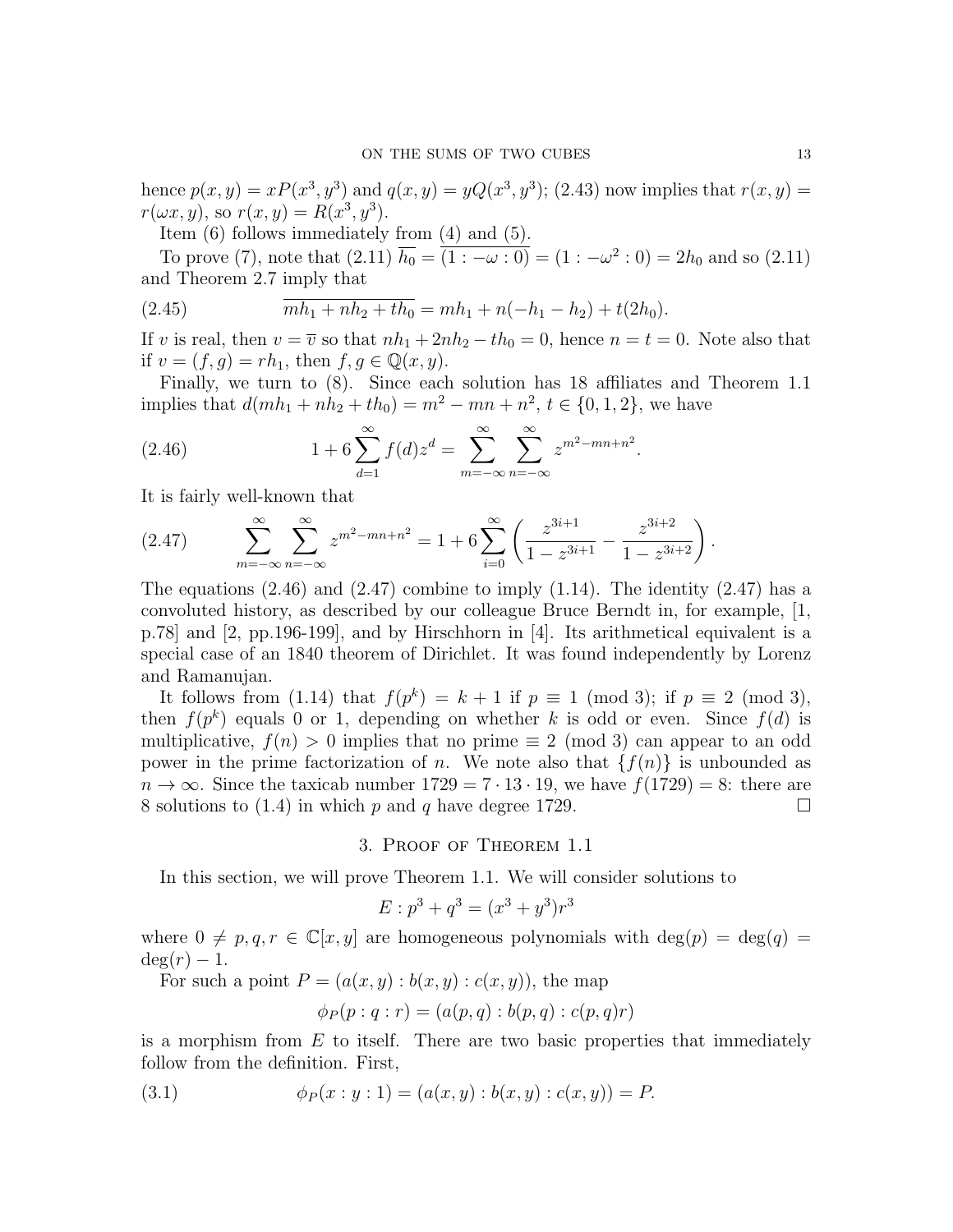hence $p(x,y) = xP(x^3, y^3)$ and $q(x,y) = yQ(x^3, y^3)$; (2.43) now implies that $r(x,y) = r(\omega x, y)$, so $r(x,y) = R(x^3, y^3)$.

Item (6) follows immediately from (4) and (5).

To prove (7), note that (2.11) $\overline{h_0} = \overline{(1 : -\omega : 0)} = (1 : -\omega^2 : 0) = 2h_0$ and so (2.11) and Theorem 2.7 imply that

$$\overline{mh_1 + nh_2 + th_0} = mh_1 + n(-h_1 - h_2) + t(2h_0). \tag{2.45}$$

If $v$ is real, then $v = \overline{v}$ so that $nh_1 + 2nh_2 - th_0 = 0$, hence $n = t = 0$. Note also that if $v = (f, g) = rh_1$, then $f, g \in \mathbb{Q}(x, y)$.

Finally, we turn to (8). Since each solution has 18 affiliates and Theorem 1.1 implies that $d(mh_1 + nh_2 + th_0) = m^2 - mn + n^2$, $t \in \{0, 1, 2\}$, we have

$$1 + 6\sum_{d=1}^{\infty} f(d) z^d = \sum_{m=-\infty}^{\infty} \sum_{n=-\infty}^{\infty} z^{m^2 - mn + n^2}. \tag{2.46}$$

It is fairly well-known that

$$\sum_{m=-\infty}^{\infty} \sum_{n=-\infty}^{\infty} z^{m^2 - mn + n^2} = 1 + 6\sum_{i=0}^{\infty} \left( \frac{z^{3i+1}}{1 - z^{3i+1}} - \frac{z^{3i+2}}{1 - z^{3i+2}} \right). \tag{2.47}$$

The equations (2.46) and (2.47) combine to imply (1.14). The identity (2.47) has a convoluted history, as described by our colleague Bruce Berndt in, for example, [1, p.78] and [2, pp.196-199], and by Hirschhorn in [4]. Its arithmetical equivalent is a special case of an 1840 theorem of Dirichlet. It was found independently by Lorenz and Ramanujan.

It follows from (1.14) that $f(p^k) = k + 1$ if $p \equiv 1 \pmod 3$; if $p \equiv 2 \pmod 3$, then $f(p^k)$ equals 0 or 1, depending on whether $k$ is odd or even. Since $f(d)$ is multiplicative, $f(n) > 0$ implies that no prime $\equiv 2 \pmod 3$ can appear to an odd power in the prime factorization of $n$. We note also that $\{f(n)\}$ is unbounded as $n \to \infty$. Since the taxicab number $1729 = 7 \cdot 13 \cdot 19$, we have $f(1729) = 8$: there are 8 solutions to (1.4) in which $p$ and $q$ have degree 1729. $\square$

## 3. Proof of Theorem 1.1

In this section, we will prove Theorem 1.1. We will consider solutions to

$$E : p^3 + q^3 = (x^3 + y^3) r^3$$

where $0 \neq p, q, r \in \mathbb{C}[x, y]$ are homogeneous polynomials with $\deg(p) = \deg(q) = \deg(r) - 1$.

For such a point $P = (a(x,y) : b(x,y) : c(x,y))$, the map

$$\phi_P(p : q : r) = (a(p,q) : b(p,q) : c(p,q)r)$$

is a morphism from $E$ to itself. There are two basic properties that immediately follow from the definition. First,

$$\phi_P(x : y : 1) = (a(x,y) : b(x,y) : c(x,y)) = P. \tag{3.1}$$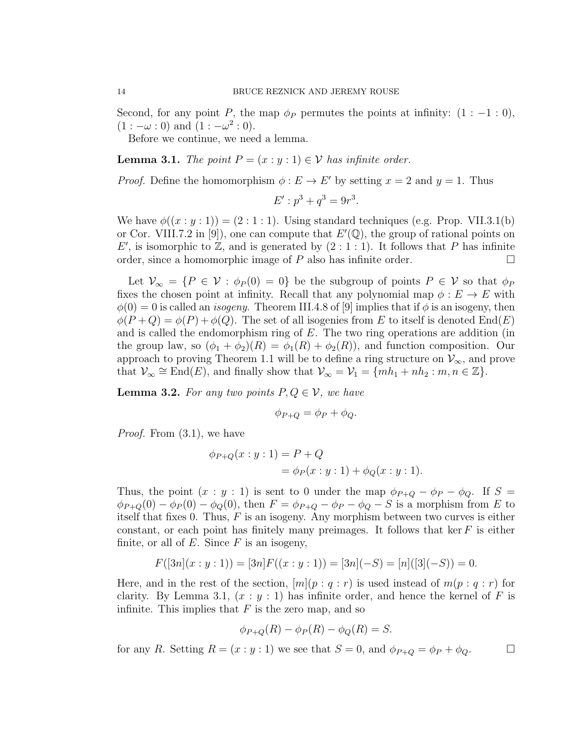Second, for any point $P$, the map $\phi_P$ permutes the points at infinity: $(1 : -1 : 0)$, $(1 : -\omega : 0)$ and $(1 : -\omega^2 : 0)$.

Before we continue, we need a lemma.

**Lemma 3.1.** *The point $P = (x : y : 1) \in \mathcal{V}$ has infinite order.*

*Proof.* Define the homomorphism $\phi : E \to E'$ by setting $x = 2$ and $y = 1$. Thus

$$E' : p^3 + q^3 = 9r^3.$$

We have $\phi((x : y : 1)) = (2 : 1 : 1)$. Using standard techniques (e.g. Prop. VII.3.1(b) or Cor. VIII.7.2 in [9]), one can compute that $E'(\mathbb{Q})$, the group of rational points on $E'$, is isomorphic to $\mathbb{Z}$, and is generated by $(2 : 1 : 1)$. It follows that $P$ has infinite order, since a homomorphic image of $P$ also has infinite order. □

Let $\mathcal{V}_\infty = \{P \in \mathcal{V} : \phi_P(0) = 0\}$ be the subgroup of points $P \in \mathcal{V}$ so that $\phi_P$ fixes the chosen point at infinity. Recall that any polynomial map $\phi : E \to E$ with $\phi(0) = 0$ is called an *isogeny*. Theorem III.4.8 of [9] implies that if $\phi$ is an isogeny, then $\phi(P + Q) = \phi(P) + \phi(Q)$. The set of all isogenies from $E$ to itself is denoted $\mathrm{End}(E)$ and is called the endomorphism ring of $E$. The two ring operations are addition (in the group law, so $(\phi_1 + \phi_2)(R) = \phi_1(R) + \phi_2(R)$), and function composition. Our approach to proving Theorem 1.1 will be to define a ring structure on $\mathcal{V}_\infty$, and prove that $\mathcal{V}_\infty \cong \mathrm{End}(E)$, and finally show that $\mathcal{V}_\infty = \mathcal{V}_1 = \{mh_1 + nh_2 : m, n \in \mathbb{Z}\}$.

**Lemma 3.2.** *For any two points $P, Q \in \mathcal{V}$, we have*

$$\phi_{P+Q} = \phi_P + \phi_Q.$$

*Proof.* From (3.1), we have

$$\begin{aligned}\phi_{P+Q}(x : y : 1) &= P + Q \\ &= \phi_P(x : y : 1) + \phi_Q(x : y : 1).\end{aligned}$$

Thus, the point $(x : y : 1)$ is sent to 0 under the map $\phi_{P+Q} - \phi_P - \phi_Q$. If $S = \phi_{P+Q}(0) - \phi_P(0) - \phi_Q(0)$, then $F = \phi_{P+Q} - \phi_P - \phi_Q - S$ is a morphism from $E$ to itself that fixes 0. Thus, $F$ is an isogeny. Any morphism between two curves is either constant, or each point has finitely many preimages. It follows that $\ker F$ is either finite, or all of $E$. Since $F$ is an isogeny,

$$F([3n](x : y : 1)) = [3n]F((x : y : 1)) = [3n](-S) = [n]([3](-S)) = 0.$$

Here, and in the rest of the section, $[m](p : q : r)$ is used instead of $m(p : q : r)$ for clarity. By Lemma 3.1, $(x : y : 1)$ has infinite order, and hence the kernel of $F$ is infinite. This implies that $F$ is the zero map, and so

$$\phi_{P+Q}(R) - \phi_P(R) - \phi_Q(R) = S.$$

for any $R$. Setting $R = (x : y : 1)$ we see that $S = 0$, and $\phi_{P+Q} = \phi_P + \phi_Q$. □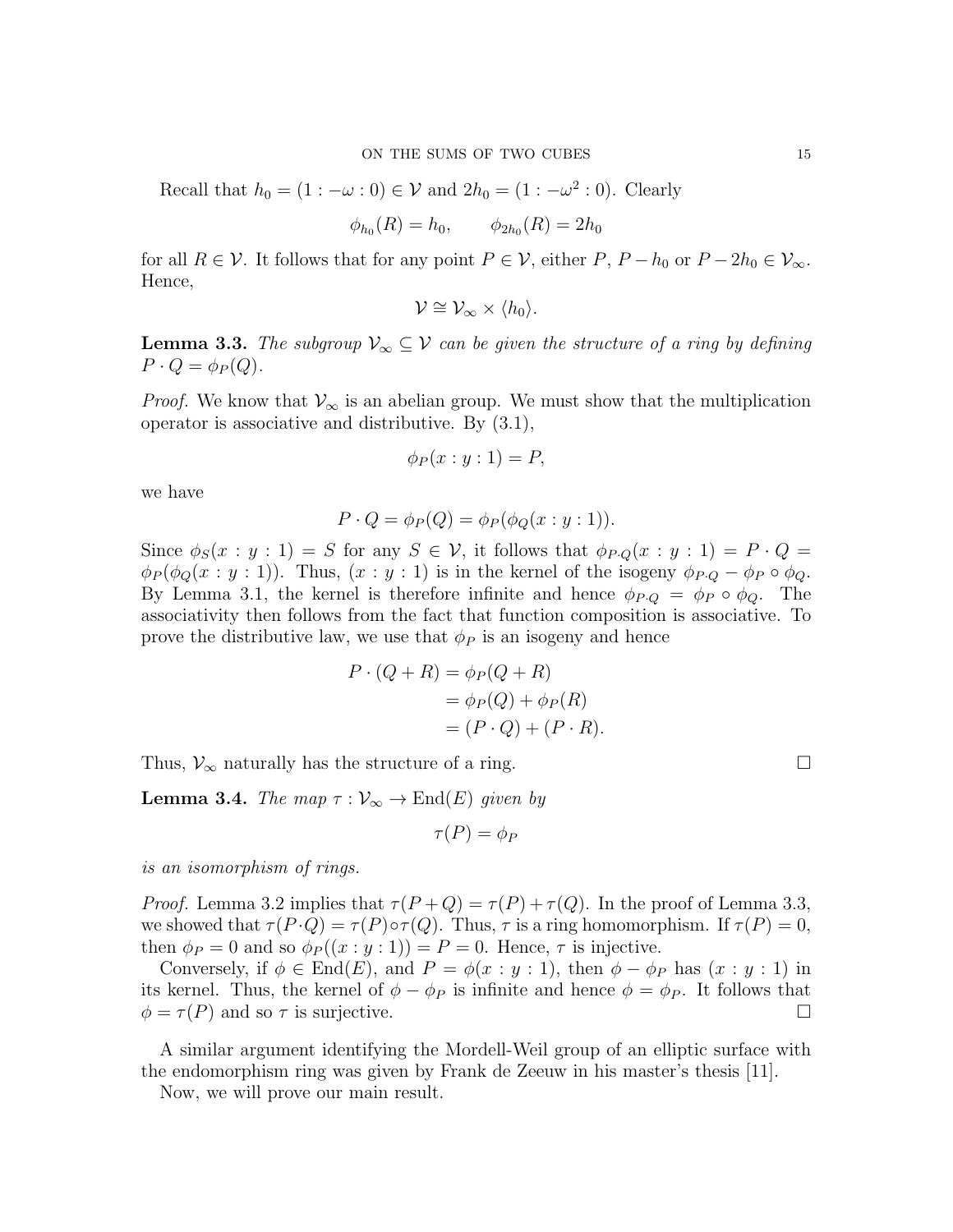Recall that $h_0 = (1 : -\omega : 0) \in \mathcal{V}$ and $2h_0 = (1 : -\omega^2 : 0)$. Clearly

$$\phi_{h_0}(R) = h_0, \qquad \phi_{2h_0}(R) = 2h_0$$

for all $R \in \mathcal{V}$. It follows that for any point $P \in \mathcal{V}$, either $P$, $P - h_0$ or $P - 2h_0 \in \mathcal{V}_\infty$. Hence,

$$\mathcal{V} \cong \mathcal{V}_\infty \times \langle h_0 \rangle.$$

**Lemma 3.3.** *The subgroup $\mathcal{V}_\infty \subseteq \mathcal{V}$ can be given the structure of a ring by defining $P \cdot Q = \phi_P(Q)$.*

*Proof.* We know that $\mathcal{V}_\infty$ is an abelian group. We must show that the multiplication operator is associative and distributive. By (3.1),

$$\phi_P(x : y : 1) = P,$$

we have

$$P \cdot Q = \phi_P(Q) = \phi_P(\phi_Q(x : y : 1)).$$

Since $\phi_S(x : y : 1) = S$ for any $S \in \mathcal{V}$, it follows that $\phi_{P \cdot Q}(x : y : 1) = P \cdot Q = \phi_P(\phi_Q(x : y : 1))$. Thus, $(x : y : 1)$ is in the kernel of the isogeny $\phi_{P \cdot Q} - \phi_P \circ \phi_Q$. By Lemma 3.1, the kernel is therefore infinite and hence $\phi_{P \cdot Q} = \phi_P \circ \phi_Q$. The associativity then follows from the fact that function composition is associative. To prove the distributive law, we use that $\phi_P$ is an isogeny and hence

$$\begin{aligned}
P \cdot (Q + R) &= \phi_P(Q + R) \\
&= \phi_P(Q) + \phi_P(R) \\
&= (P \cdot Q) + (P \cdot R).
\end{aligned}$$

Thus, $\mathcal{V}_\infty$ naturally has the structure of a ring. $\square$

**Lemma 3.4.** *The map $\tau : \mathcal{V}_\infty \to \operatorname{End}(E)$ given by*

$$\tau(P) = \phi_P$$

*is an isomorphism of rings.*

*Proof.* Lemma 3.2 implies that $\tau(P + Q) = \tau(P) + \tau(Q)$. In the proof of Lemma 3.3, we showed that $\tau(P \cdot Q) = \tau(P) \circ \tau(Q)$. Thus, $\tau$ is a ring homomorphism. If $\tau(P) = 0$, then $\phi_P = 0$ and so $\phi_P((x : y : 1)) = P = 0$. Hence, $\tau$ is injective.

Conversely, if $\phi \in \operatorname{End}(E)$, and $P = \phi(x : y : 1)$, then $\phi - \phi_P$ has $(x : y : 1)$ in its kernel. Thus, the kernel of $\phi - \phi_P$ is infinite and hence $\phi = \phi_P$. It follows that $\phi = \tau(P)$ and so $\tau$ is surjective. $\square$

A similar argument identifying the Mordell-Weil group of an elliptic surface with the endomorphism ring was given by Frank de Zeeuw in his master's thesis [11].

Now, we will prove our main result.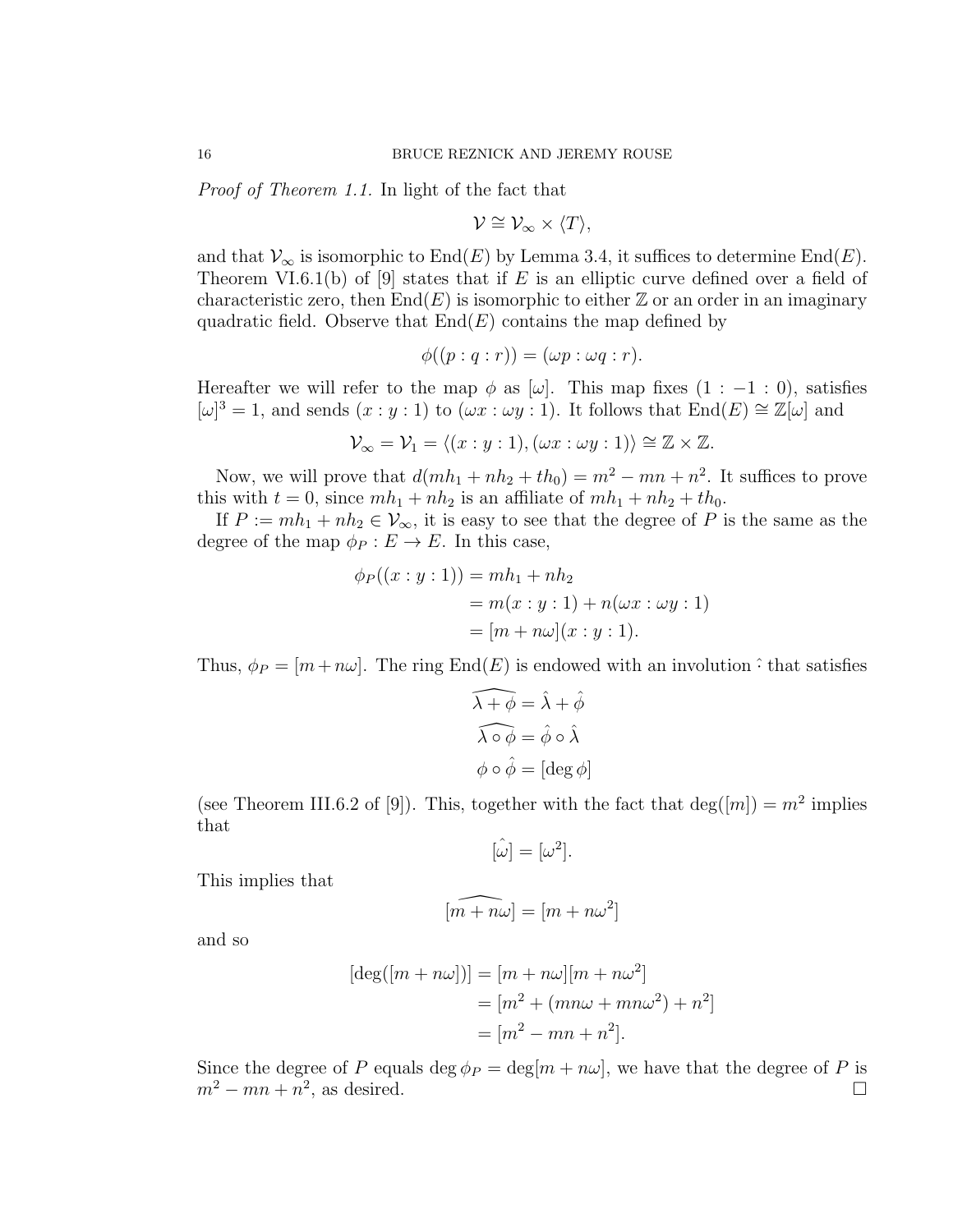*Proof of Theorem 1.1.* In light of the fact that

$$\mathcal{V} \cong \mathcal{V}_\infty \times \langle T \rangle,$$

and that $\mathcal{V}_\infty$ is isomorphic to $\mathrm{End}(E)$ by Lemma 3.4, it suffices to determine $\mathrm{End}(E)$. Theorem VI.6.1(b) of [9] states that if $E$ is an elliptic curve defined over a field of characteristic zero, then $\mathrm{End}(E)$ is isomorphic to either $\mathbb{Z}$ or an order in an imaginary quadratic field. Observe that $\mathrm{End}(E)$ contains the map defined by

$$\phi((p : q : r)) = (\omega p : \omega q : r).$$

Hereafter we will refer to the map $\phi$ as $[\omega]$. This map fixes $(1 : -1 : 0)$, satisfies $[\omega]^3 = 1$, and sends $(x : y : 1)$ to $(\omega x : \omega y : 1)$. It follows that $\mathrm{End}(E) \cong \mathbb{Z}[\omega]$ and

$$\mathcal{V}_\infty = \mathcal{V}_1 = \langle (x : y : 1), (\omega x : \omega y : 1) \rangle \cong \mathbb{Z} \times \mathbb{Z}.$$

Now, we will prove that $d(mh_1 + nh_2 + th_0) = m^2 - mn + n^2$. It suffices to prove this with $t = 0$, since $mh_1 + nh_2$ is an affiliate of $mh_1 + nh_2 + th_0$.

If $P := mh_1 + nh_2 \in \mathcal{V}_\infty$, it is easy to see that the degree of $P$ is the same as the degree of the map $\phi_P : E \to E$. In this case,

$$\begin{aligned}
\phi_P((x : y : 1)) &= mh_1 + nh_2 \\
&= m(x : y : 1) + n(\omega x : \omega y : 1) \\
&= [m + n\omega](x : y : 1).
\end{aligned}$$

Thus, $\phi_P = [m + n\omega]$. The ring $\mathrm{End}(E)$ is endowed with an involution $\hat{}$ that satisfies

$$\begin{aligned}
\widehat{\lambda + \phi} &= \hat{\lambda} + \hat{\phi} \\
\widehat{\lambda \circ \phi} &= \hat{\phi} \circ \hat{\lambda} \\
\phi \circ \hat{\phi} &= [\deg \phi]
\end{aligned}$$

(see Theorem III.6.2 of [9]). This, together with the fact that $\deg([m]) = m^2$ implies that

$$\hat{[\omega]} = [\omega^2].$$

This implies that

$$\widehat{[m + n\omega]} = [m + n\omega^2]$$

and so

$$\begin{aligned}
[\deg([m + n\omega])] &= [m + n\omega][m + n\omega^2] \\
&= [m^2 + (mn\omega + mn\omega^2) + n^2] \\
&= [m^2 - mn + n^2].
\end{aligned}$$

Since the degree of $P$ equals $\deg \phi_P = \deg[m + n\omega]$, we have that the degree of $P$ is $m^2 - mn + n^2$, as desired. $\square$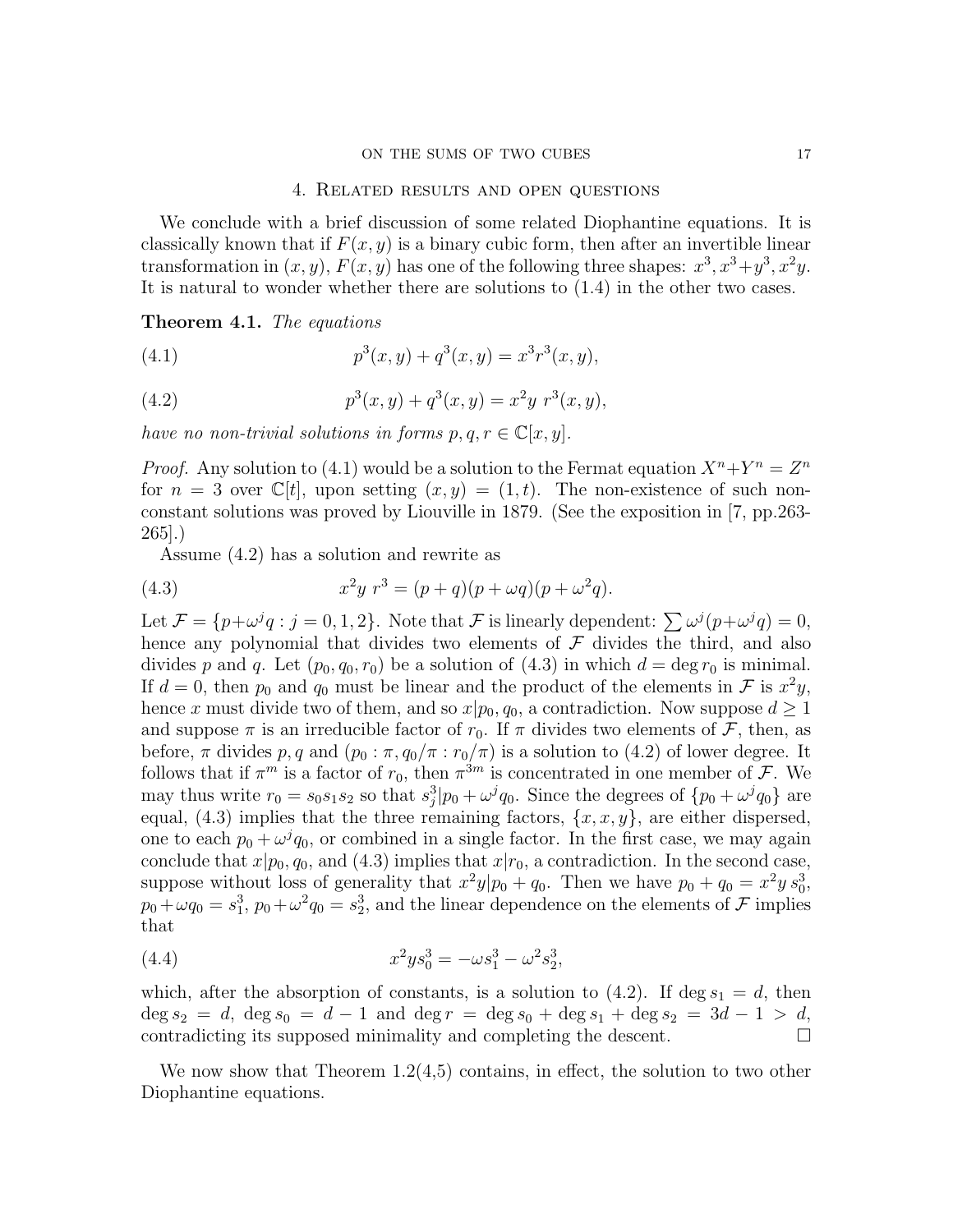## 4. Related results and open questions

We conclude with a brief discussion of some related Diophantine equations. It is classically known that if $F(x,y)$ is a binary cubic form, then after an invertible linear transformation in $(x,y)$, $F(x,y)$ has one of the following three shapes: $x^3, x^3+y^3, x^2y$. It is natural to wonder whether there are solutions to (1.4) in the other two cases.

**Theorem 4.1.** *The equations*

$$p^3(x,y) + q^3(x,y) = x^3 r^3(x,y), \tag{4.1}$$

$$p^3(x,y) + q^3(x,y) = x^2 y \; r^3(x,y), \tag{4.2}$$

*have no non-trivial solutions in forms $p, q, r \in \mathbb{C}[x,y]$.*

*Proof.* Any solution to (4.1) would be a solution to the Fermat equation $X^n + Y^n = Z^n$ for $n = 3$ over $\mathbb{C}[t]$, upon setting $(x,y) = (1,t)$. The non-existence of such non-constant solutions was proved by Liouville in 1879. (See the exposition in [7, pp.263-265].)

Assume (4.2) has a solution and rewrite as

$$x^2 y \; r^3 = (p+q)(p+\omega q)(p+\omega^2 q). \tag{4.3}$$

Let $\mathcal{F} = \{p + \omega^j q : j = 0,1,2\}$. Note that $\mathcal{F}$ is linearly dependent: $\sum \omega^j (p + \omega^j q) = 0$, hence any polynomial that divides two elements of $\mathcal{F}$ divides the third, and also divides $p$ and $q$. Let $(p_0, q_0, r_0)$ be a solution of (4.3) in which $d = \deg r_0$ is minimal. If $d = 0$, then $p_0$ and $q_0$ must be linear and the product of the elements in $\mathcal{F}$ is $x^2 y$, hence $x$ must divide two of them, and so $x | p_0, q_0$, a contradiction. Now suppose $d \ge 1$ and suppose $\pi$ is an irreducible factor of $r_0$. If $\pi$ divides two elements of $\mathcal{F}$, then, as before, $\pi$ divides $p, q$ and $(p_0 : \pi, q_0/\pi : r_0/\pi)$ is a solution to (4.2) of lower degree. It follows that if $\pi^m$ is a factor of $r_0$, then $\pi^{3m}$ is concentrated in one member of $\mathcal{F}$. We may thus write $r_0 = s_0 s_1 s_2$ so that $s_j^3 | p_0 + \omega^j q_0$. Since the degrees of $\{p_0 + \omega^j q_0\}$ are equal, (4.3) implies that the three remaining factors, $\{x, x, y\}$, are either dispersed, one to each $p_0 + \omega^j q_0$, or combined in a single factor. In the first case, we may again conclude that $x | p_0, q_0$, and (4.3) implies that $x | r_0$, a contradiction. In the second case, suppose without loss of generality that $x^2 y | p_0 + q_0$. Then we have $p_0 + q_0 = x^2 y \, s_0^3$, $p_0 + \omega q_0 = s_1^3$, $p_0 + \omega^2 q_0 = s_2^3$, and the linear dependence on the elements of $\mathcal{F}$ implies that

$$x^2 y s_0^3 = -\omega s_1^3 - \omega^2 s_2^3, \tag{4.4}$$

which, after the absorption of constants, is a solution to (4.2). If $\deg s_1 = d$, then $\deg s_2 = d$, $\deg s_0 = d - 1$ and $\deg r = \deg s_0 + \deg s_1 + \deg s_2 = 3d - 1 > d$, contradicting its supposed minimality and completing the descent. $\square$

We now show that Theorem 1.2(4,5) contains, in effect, the solution to two other Diophantine equations.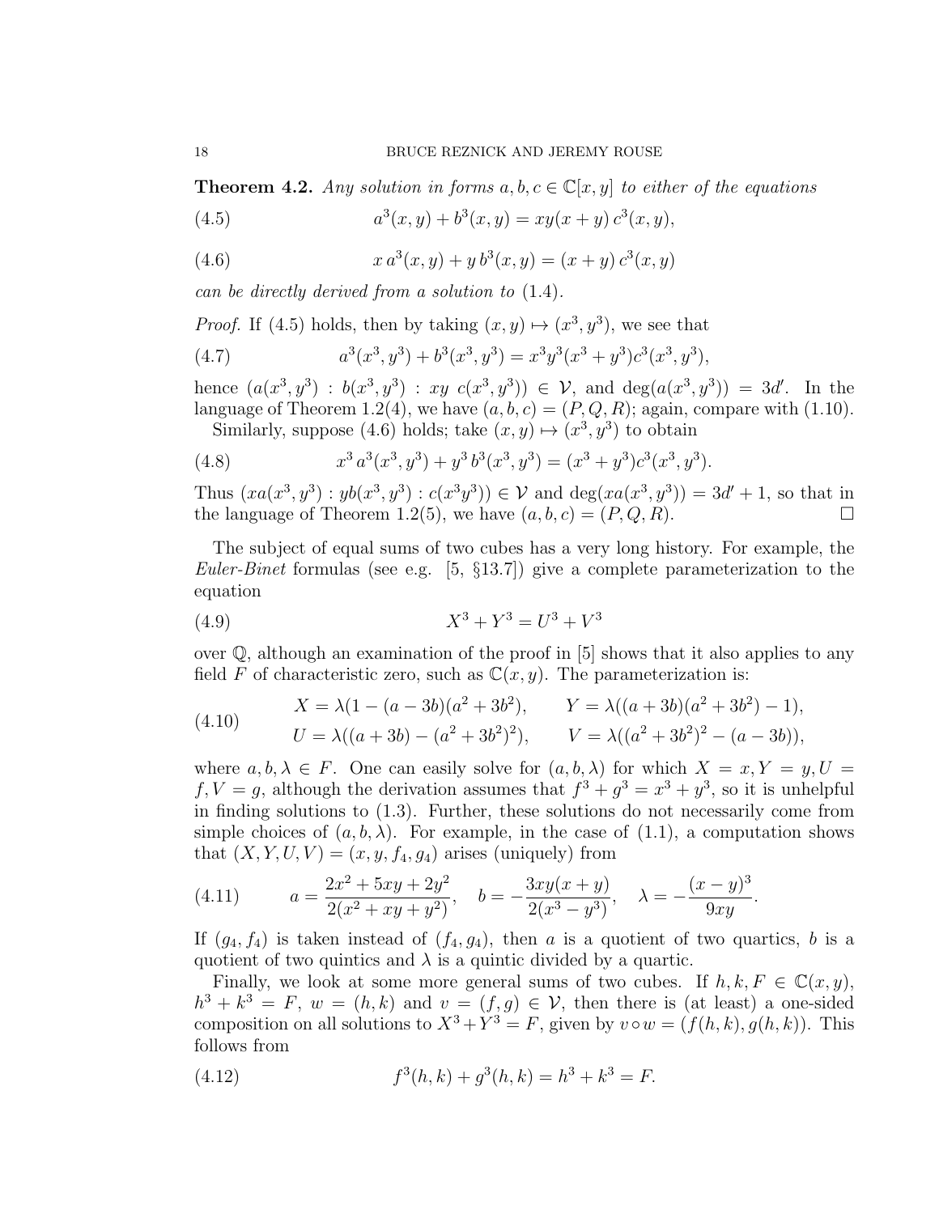**Theorem 4.2.** *Any solution in forms $a, b, c \in \mathbb{C}[x, y]$ to either of the equations*

$$a^3(x, y) + b^3(x, y) = xy(x + y)\, c^3(x, y), \tag{4.5}$$

$$x\, a^3(x, y) + y\, b^3(x, y) = (x + y)\, c^3(x, y) \tag{4.6}$$

*can be directly derived from a solution to* (1.4).

*Proof.* If (4.5) holds, then by taking $(x, y) \mapsto (x^3, y^3)$, we see that

$$a^3(x^3, y^3) + b^3(x^3, y^3) = x^3y^3(x^3 + y^3)c^3(x^3, y^3), \tag{4.7}$$

hence $(a(x^3, y^3) : b(x^3, y^3) : xy\; c(x^3, y^3)) \in \mathcal{V}$, and $\deg(a(x^3, y^3)) = 3d'$. In the language of Theorem 1.2(4), we have $(a, b, c) = (P, Q, R)$; again, compare with (1.10).

Similarly, suppose (4.6) holds; take $(x, y) \mapsto (x^3, y^3)$ to obtain

$$x^3\, a^3(x^3, y^3) + y^3\, b^3(x^3, y^3) = (x^3 + y^3)c^3(x^3, y^3). \tag{4.8}$$

Thus $(xa(x^3, y^3) : yb(x^3, y^3) : c(x^3y^3)) \in \mathcal{V}$ and $\deg(xa(x^3, y^3)) = 3d' + 1$, so that in the language of Theorem 1.2(5), we have $(a, b, c) = (P, Q, R)$. □

The subject of equal sums of two cubes has a very long history. For example, the *Euler-Binet* formulas (see e.g. [5, §13.7]) give a complete parameterization to the equation

$$X^3 + Y^3 = U^3 + V^3 \tag{4.9}$$

over $\mathbb{Q}$, although an examination of the proof in [5] shows that it also applies to any field $F$ of characteristic zero, such as $\mathbb{C}(x, y)$. The parameterization is:

$$\begin{aligned} X &= \lambda(1 - (a - 3b)(a^2 + 3b^2)), \qquad & Y &= \lambda((a + 3b)(a^2 + 3b^2) - 1), \\ U &= \lambda((a + 3b) - (a^2 + 3b^2)^2), \qquad & V &= \lambda((a^2 + 3b^2)^2 - (a - 3b)), \end{aligned} \tag{4.10}$$

where $a, b, \lambda \in F$. One can easily solve for $(a, b, \lambda)$ for which $X = x, Y = y, U = f, V = g$, although the derivation assumes that $f^3 + g^3 = x^3 + y^3$, so it is unhelpful in finding solutions to (1.3). Further, these solutions do not necessarily come from simple choices of $(a, b, \lambda)$. For example, in the case of (1.1), a computation shows that $(X, Y, U, V) = (x, y, f_4, g_4)$ arises (uniquely) from

$$a = \frac{2x^2 + 5xy + 2y^2}{2(x^2 + xy + y^2)}, \quad b = -\frac{3xy(x + y)}{2(x^3 - y^3)}, \quad \lambda = -\frac{(x - y)^3}{9xy}. \tag{4.11}$$

If $(g_4, f_4)$ is taken instead of $(f_4, g_4)$, then $a$ is a quotient of two quartics, $b$ is a quotient of two quintics and $\lambda$ is a quintic divided by a quartic.

Finally, we look at some more general sums of two cubes. If $h, k, F \in \mathbb{C}(x, y)$, $h^3 + k^3 = F$, $w = (h, k)$ and $v = (f, g) \in \mathcal{V}$, then there is (at least) a one-sided composition on all solutions to $X^3 + Y^3 = F$, given by $v \circ w = (f(h, k), g(h, k))$. This follows from

$$f^3(h, k) + g^3(h, k) = h^3 + k^3 = F. \tag{4.12}$$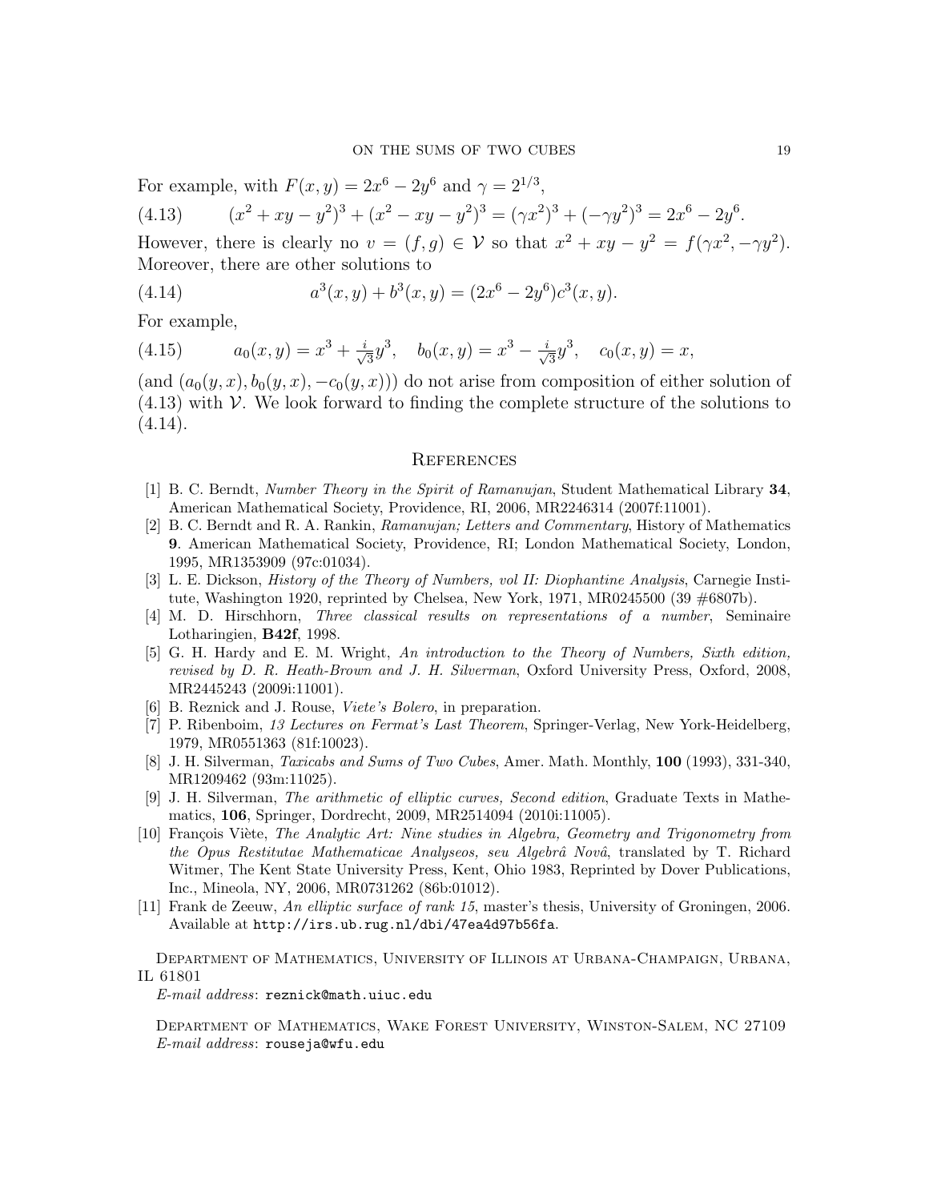For example, with $F(x,y) = 2x^6 - 2y^6$ and $\gamma = 2^{1/3}$,

$$(x^2 + xy - y^2)^3 + (x^2 - xy - y^2)^3 = (\gamma x^2)^3 + (-\gamma y^2)^3 = 2x^6 - 2y^6. \tag{4.13}$$

However, there is clearly no $v = (f, g) \in \mathcal{V}$ so that $x^2 + xy - y^2 = f(\gamma x^2, -\gamma y^2)$. Moreover, there are other solutions to

$$a^3(x,y) + b^3(x,y) = (2x^6 - 2y^6)c^3(x,y). \tag{4.14}$$

For example,

$$a_0(x,y) = x^3 + \tfrac{i}{\sqrt{3}}y^3, \quad b_0(x,y) = x^3 - \tfrac{i}{\sqrt{3}}y^3, \quad c_0(x,y) = x, \tag{4.15}$$

(and $(a_0(y,x), b_0(y,x), -c_0(y,x))$) do not arise from composition of either solution of (4.13) with $\mathcal{V}$. We look forward to finding the complete structure of the solutions to (4.14).

## References

[1] B. C. Berndt, *Number Theory in the Spirit of Ramanujan*, Student Mathematical Library **34**, American Mathematical Society, Providence, RI, 2006, MR2246314 (2007f:11001).

[2] B. C. Berndt and R. A. Rankin, *Ramanujan; Letters and Commentary*, History of Mathematics **9**. American Mathematical Society, Providence, RI; London Mathematical Society, London, 1995, MR1353909 (97c:01034).

[3] L. E. Dickson, *History of the Theory of Numbers, vol II: Diophantine Analysis*, Carnegie Institute, Washington 1920, reprinted by Chelsea, New York, 1971, MR0245500 (39 #6807b).

[4] M. D. Hirschhorn, *Three classical results on representations of a number*, Seminaire Lotharingien, **B42f**, 1998.

[5] G. H. Hardy and E. M. Wright, *An introduction to the Theory of Numbers, Sixth edition, revised by D. R. Heath-Brown and J. H. Silverman*, Oxford University Press, Oxford, 2008, MR2445243 (2009i:11001).

[6] B. Reznick and J. Rouse, *Viete's Bolero*, in preparation.

[7] P. Ribenboim, *13 Lectures on Fermat's Last Theorem*, Springer-Verlag, New York-Heidelberg, 1979, MR0551363 (81f:10023).

[8] J. H. Silverman, *Taxicabs and Sums of Two Cubes*, Amer. Math. Monthly, **100** (1993), 331-340, MR1209462 (93m:11025).

[9] J. H. Silverman, *The arithmetic of elliptic curves, Second edition*, Graduate Texts in Mathematics, **106**, Springer, Dordrecht, 2009, MR2514094 (2010i:11005).

[10] François Viète, *The Analytic Art: Nine studies in Algebra, Geometry and Trigonometry from the Opus Restitutae Mathematicae Analyseos, seu Algebrâ Novâ*, translated by T. Richard Witmer, The Kent State University Press, Kent, Ohio 1983, Reprinted by Dover Publications, Inc., Mineola, NY, 2006, MR0731262 (86b:01012).

[11] Frank de Zeeuw, *An elliptic surface of rank 15*, master's thesis, University of Groningen, 2006. Available at http://irs.ub.rug.nl/dbi/47ea4d97b56fa.

Department of Mathematics, University of Illinois at Urbana-Champaign, Urbana, IL 61801

*E-mail address*: reznick@math.uiuc.edu

Department of Mathematics, Wake Forest University, Winston-Salem, NC 27109

*E-mail address*: rouseja@wfu.edu